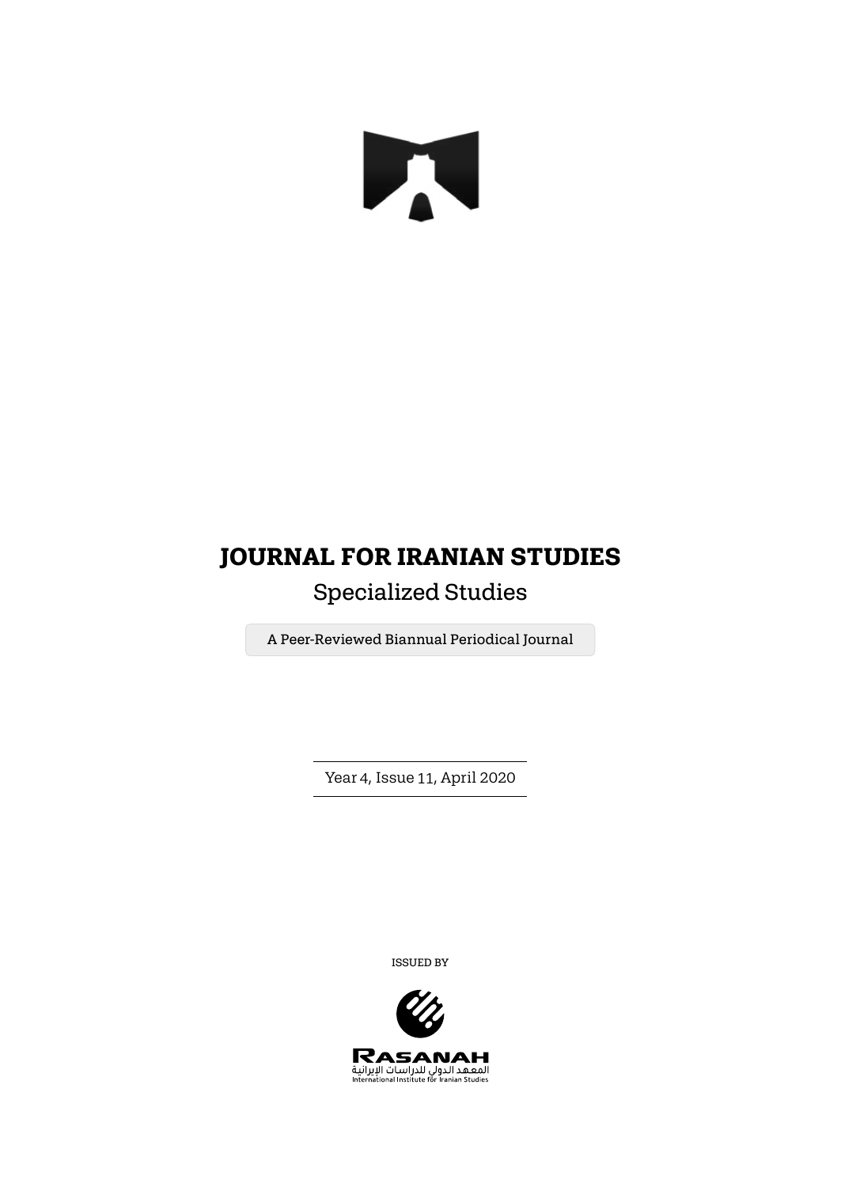# JOURNAL FOR IRANIAN STUDIES

## Specialized Studies

A Peer-Reviewed Biannual Periodical Journal

Year 4, Issue 11, April 2020

ISSUED BY

RASANAH

المعهد الدولي للدراسات الإيرانية

International Institute for Iranian Studies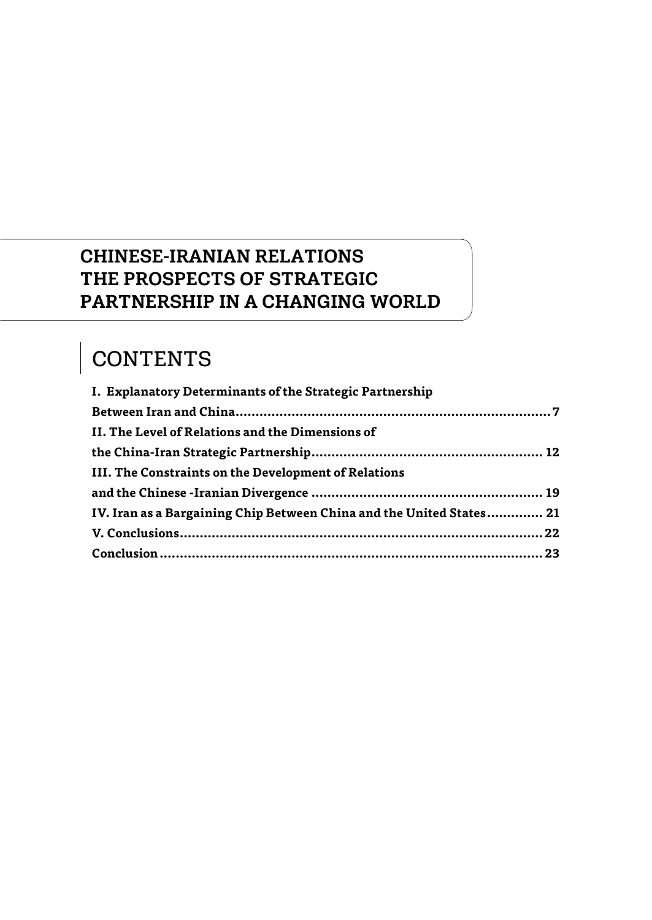# CHINESE-IRANIAN RELATIONS THE PROSPECTS OF STRATEGIC PARTNERSHIP IN A CHANGING WORLD

## CONTENTS

**I. Explanatory Determinants of the Strategic Partnership Between Iran and China....7**

**II. The Level of Relations and the Dimensions of the China-Iran Strategic Partnership.... 12**

**III. The Constraints on the Development of Relations and the Chinese -Iranian Divergence .... 19**

**IV. Iran as a Bargaining Chip Between China and the United States.... 21**

**V. Conclusions.... 22**

**Conclusion.... 23**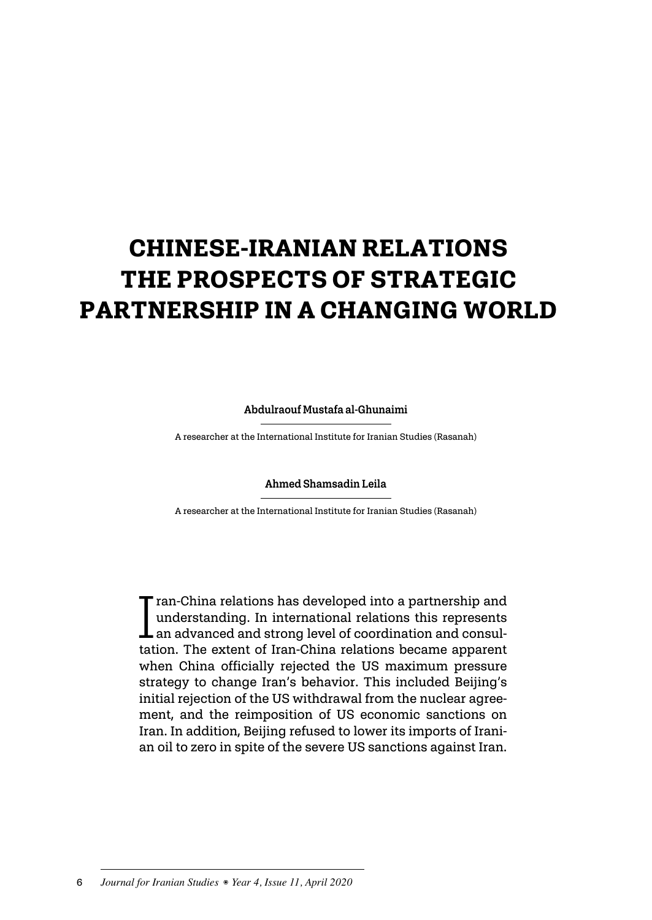# CHINESE-IRANIAN RELATIONS THE PROSPECTS OF STRATEGIC PARTNERSHIP IN A CHANGING WORLD

**Abdulraouf Mustafa al-Ghunaimi**

A researcher at the International Institute for Iranian Studies (Rasanah)

**Ahmed Shamsadin Leila**

A researcher at the International Institute for Iranian Studies (Rasanah)

Iran-China relations has developed into a partnership and understanding. In international relations this represents an advanced and strong level of coordination and consultation. The extent of Iran-China relations became apparent when China officially rejected the US maximum pressure strategy to change Iran's behavior. This included Beijing's initial rejection of the US withdrawal from the nuclear agreement, and the reimposition of US economic sanctions on Iran. In addition, Beijing refused to lower its imports of Iranian oil to zero in spite of the severe US sanctions against Iran.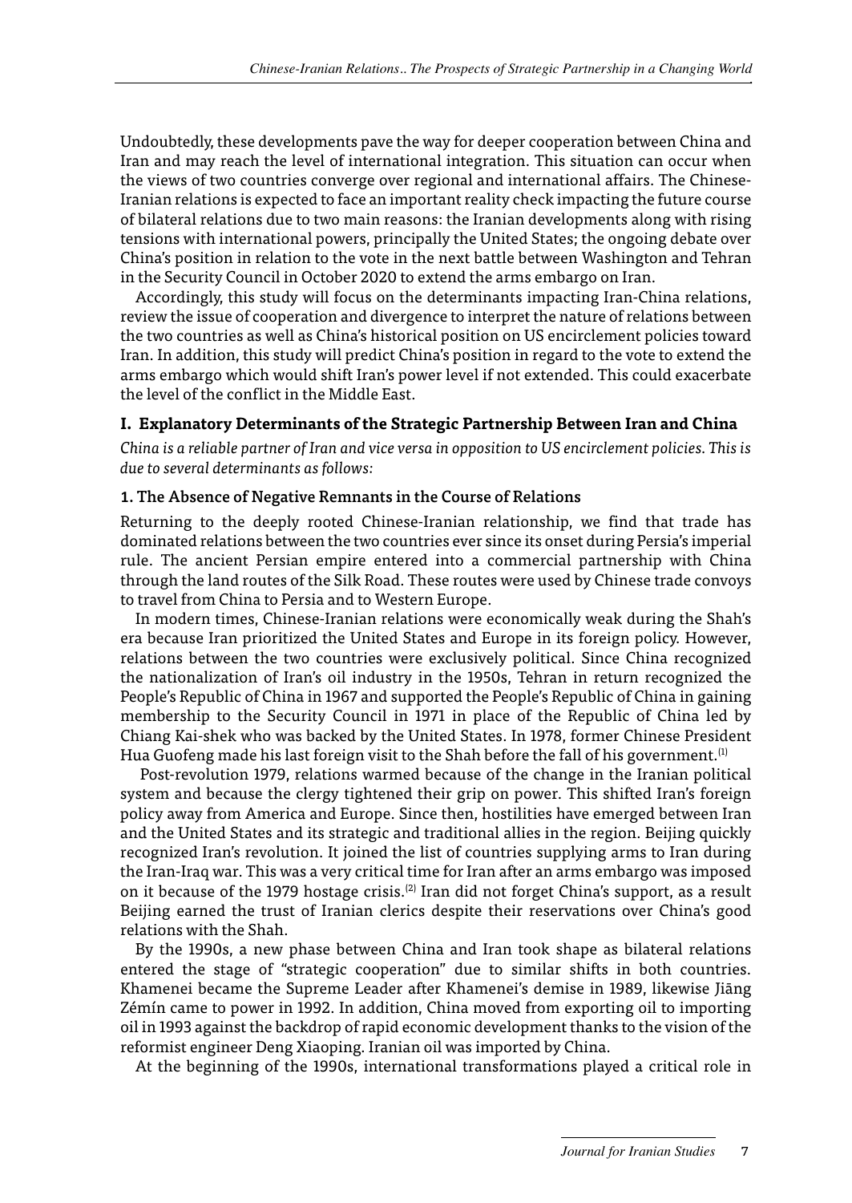Undoubtedly, these developments pave the way for deeper cooperation between China and Iran and may reach the level of international integration. This situation can occur when the views of two countries converge over regional and international affairs. The Chinese-Iranian relations is expected to face an important reality check impacting the future course of bilateral relations due to two main reasons: the Iranian developments along with rising tensions with international powers, principally the United States; the ongoing debate over China's position in relation to the vote in the next battle between Washington and Tehran in the Security Council in October 2020 to extend the arms embargo on Iran.

Accordingly, this study will focus on the determinants impacting Iran-China relations, review the issue of cooperation and divergence to interpret the nature of relations between the two countries as well as China's historical position on US encirclement policies toward Iran. In addition, this study will predict China's position in regard to the vote to extend the arms embargo which would shift Iran's power level if not extended. This could exacerbate the level of the conflict in the Middle East.

## I. Explanatory Determinants of the Strategic Partnership Between Iran and China

*China is a reliable partner of Iran and vice versa in opposition to US encirclement policies. This is due to several determinants as follows:*

### 1. The Absence of Negative Remnants in the Course of Relations

Returning to the deeply rooted Chinese-Iranian relationship, we find that trade has dominated relations between the two countries ever since its onset during Persia's imperial rule. The ancient Persian empire entered into a commercial partnership with China through the land routes of the Silk Road. These routes were used by Chinese trade convoys to travel from China to Persia and to Western Europe.

In modern times, Chinese-Iranian relations were economically weak during the Shah's era because Iran prioritized the United States and Europe in its foreign policy. However, relations between the two countries were exclusively political. Since China recognized the nationalization of Iran's oil industry in the 1950s, Tehran in return recognized the People's Republic of China in 1967 and supported the People's Republic of China in gaining membership to the Security Council in 1971 in place of the Republic of China led by Chiang Kai-shek who was backed by the United States. In 1978, former Chinese President Hua Guofeng made his last foreign visit to the Shah before the fall of his government.[1]

Post-revolution 1979, relations warmed because of the change in the Iranian political system and because the clergy tightened their grip on power. This shifted Iran's foreign policy away from America and Europe. Since then, hostilities have emerged between Iran and the United States and its strategic and traditional allies in the region. Beijing quickly recognized Iran's revolution. It joined the list of countries supplying arms to Iran during the Iran-Iraq war. This was a very critical time for Iran after an arms embargo was imposed on it because of the 1979 hostage crisis.[2] Iran did not forget China's support, as a result Beijing earned the trust of Iranian clerics despite their reservations over China's good relations with the Shah.

By the 1990s, a new phase between China and Iran took shape as bilateral relations entered the stage of "strategic cooperation" due to similar shifts in both countries. Khamenei became the Supreme Leader after Khamenei's demise in 1989, likewise Jiāng Zémín came to power in 1992. In addition, China moved from exporting oil to importing oil in 1993 against the backdrop of rapid economic development thanks to the vision of the reformist engineer Deng Xiaoping. Iranian oil was imported by China.

At the beginning of the 1990s, international transformations played a critical role in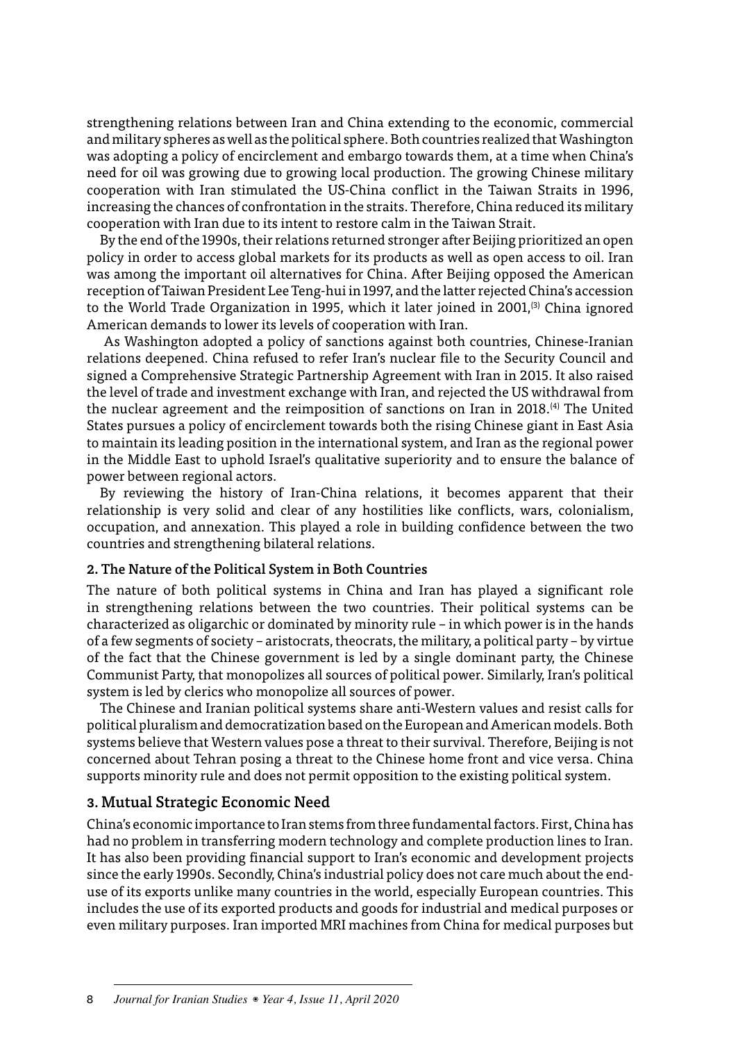strengthening relations between Iran and China extending to the economic, commercial and military spheres as well as the political sphere. Both countries realized that Washington was adopting a policy of encirclement and embargo towards them, at a time when China's need for oil was growing due to growing local production. The growing Chinese military cooperation with Iran stimulated the US-China conflict in the Taiwan Straits in 1996, increasing the chances of confrontation in the straits. Therefore, China reduced its military cooperation with Iran due to its intent to restore calm in the Taiwan Strait.

By the end of the 1990s, their relations returned stronger after Beijing prioritized an open policy in order to access global markets for its products as well as open access to oil. Iran was among the important oil alternatives for China. After Beijing opposed the American reception of Taiwan President Lee Teng-hui in 1997, and the latter rejected China's accession to the World Trade Organization in 1995, which it later joined in 2001,[3] China ignored American demands to lower its levels of cooperation with Iran.

As Washington adopted a policy of sanctions against both countries, Chinese-Iranian relations deepened. China refused to refer Iran's nuclear file to the Security Council and signed a Comprehensive Strategic Partnership Agreement with Iran in 2015. It also raised the level of trade and investment exchange with Iran, and rejected the US withdrawal from the nuclear agreement and the reimposition of sanctions on Iran in 2018.[4] The United States pursues a policy of encirclement towards both the rising Chinese giant in East Asia to maintain its leading position in the international system, and Iran as the regional power in the Middle East to uphold Israel's qualitative superiority and to ensure the balance of power between regional actors.

By reviewing the history of Iran-China relations, it becomes apparent that their relationship is very solid and clear of any hostilities like conflicts, wars, colonialism, occupation, and annexation. This played a role in building confidence between the two countries and strengthening bilateral relations.

#### 2. The Nature of the Political System in Both Countries

The nature of both political systems in China and Iran has played a significant role in strengthening relations between the two countries. Their political systems can be characterized as oligarchic or dominated by minority rule – in which power is in the hands of a few segments of society – aristocrats, theocrats, the military, a political party – by virtue of the fact that the Chinese government is led by a single dominant party, the Chinese Communist Party, that monopolizes all sources of political power. Similarly, Iran's political system is led by clerics who monopolize all sources of power.

The Chinese and Iranian political systems share anti-Western values and resist calls for political pluralism and democratization based on the European and American models. Both systems believe that Western values pose a threat to their survival. Therefore, Beijing is not concerned about Tehran posing a threat to the Chinese home front and vice versa. China supports minority rule and does not permit opposition to the existing political system.

### 3. Mutual Strategic Economic Need

China's economic importance to Iran stems from three fundamental factors. First, China has had no problem in transferring modern technology and complete production lines to Iran. It has also been providing financial support to Iran's economic and development projects since the early 1990s. Secondly, China's industrial policy does not care much about the end-use of its exports unlike many countries in the world, especially European countries. This includes the use of its exported products and goods for industrial and medical purposes or even military purposes. Iran imported MRI machines from China for medical purposes but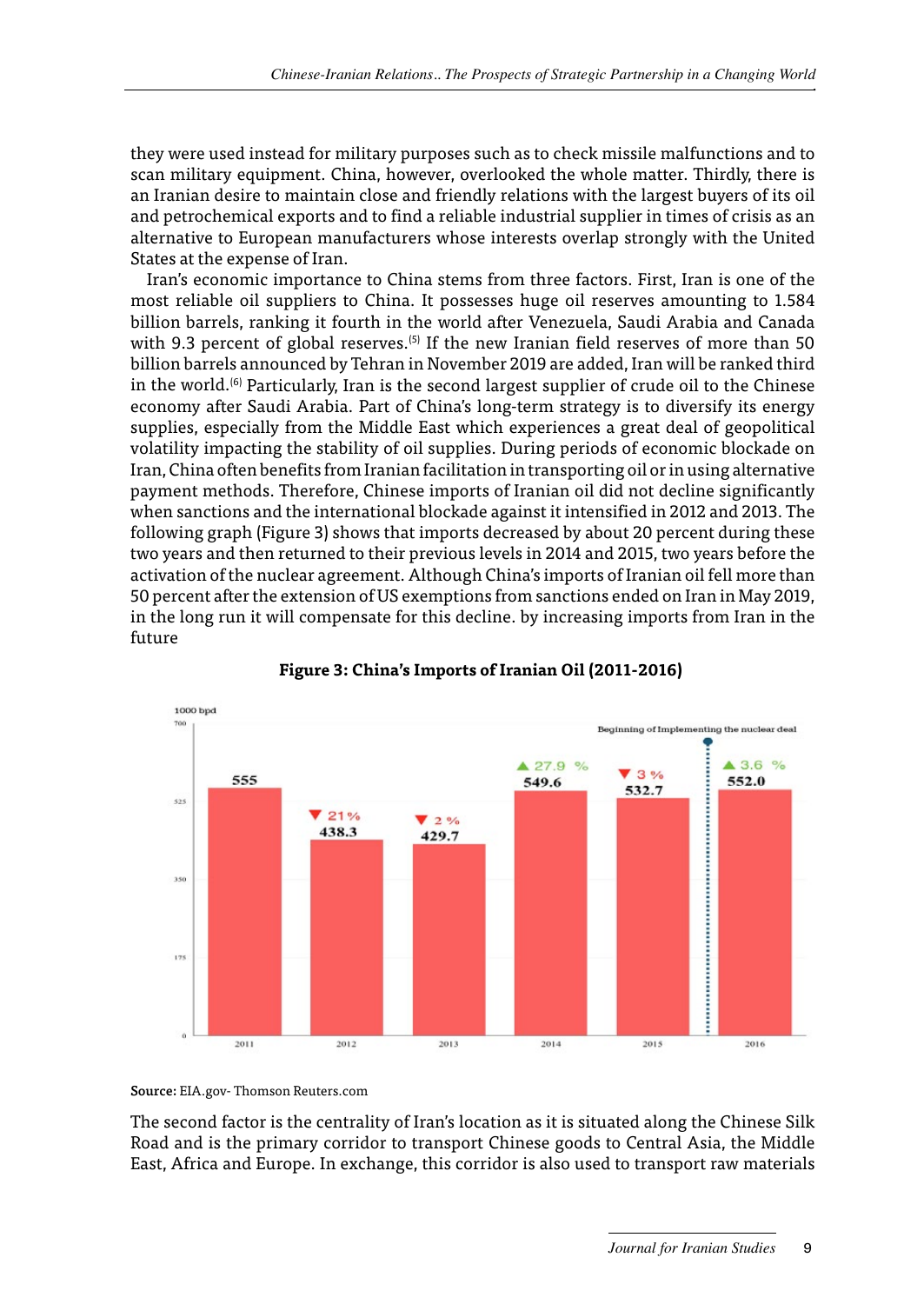they were used instead for military purposes such as to check missile malfunctions and to scan military equipment. China, however, overlooked the whole matter. Thirdly, there is an Iranian desire to maintain close and friendly relations with the largest buyers of its oil and petrochemical exports and to find a reliable industrial supplier in times of crisis as an alternative to European manufacturers whose interests overlap strongly with the United States at the expense of Iran.

Iran's economic importance to China stems from three factors. First, Iran is one of the most reliable oil suppliers to China. It possesses huge oil reserves amounting to 1.584 billion barrels, ranking it fourth in the world after Venezuela, Saudi Arabia and Canada with 9.3 percent of global reserves.[5] If the new Iranian field reserves of more than 50 billion barrels announced by Tehran in November 2019 are added, Iran will be ranked third in the world.[6] Particularly, Iran is the second largest supplier of crude oil to the Chinese economy after Saudi Arabia. Part of China's long-term strategy is to diversify its energy supplies, especially from the Middle East which experiences a great deal of geopolitical volatility impacting the stability of oil supplies. During periods of economic blockade on Iran, China often benefits from Iranian facilitation in transporting oil or in using alternative payment methods. Therefore, Chinese imports of Iranian oil did not decline significantly when sanctions and the international blockade against it intensified in 2012 and 2013. The following graph (Figure 3) shows that imports decreased by about 20 percent during these two years and then returned to their previous levels in 2014 and 2015, two years before the activation of the nuclear agreement. Although China's imports of Iranian oil fell more than 50 percent after the extension of US exemptions from sanctions ended on Iran in May 2019, in the long run it will compensate for this decline. by increasing imports from Iran in the future

**Figure 3: China's Imports of Iranian Oil (2011-2016)**

**Source:** EIA.gov- Thomson Reuters.com

The second factor is the centrality of Iran's location as it is situated along the Chinese Silk Road and is the primary corridor to transport Chinese goods to Central Asia, the Middle East, Africa and Europe. In exchange, this corridor is also used to transport raw materials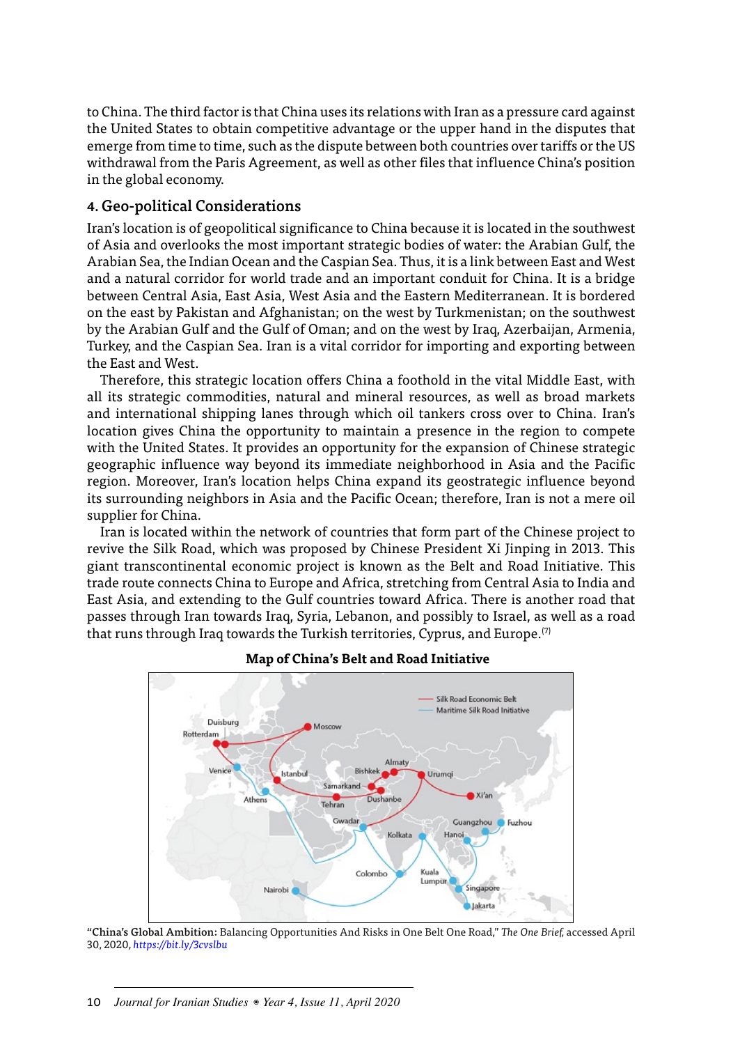to China. The third factor is that China uses its relations with Iran as a pressure card against the United States to obtain competitive advantage or the upper hand in the disputes that emerge from time to time, such as the dispute between both countries over tariffs or the US withdrawal from the Paris Agreement, as well as other files that influence China's position in the global economy.

### 4. Geo-political Considerations

Iran's location is of geopolitical significance to China because it is located in the southwest of Asia and overlooks the most important strategic bodies of water: the Arabian Gulf, the Arabian Sea, the Indian Ocean and the Caspian Sea. Thus, it is a link between East and West and a natural corridor for world trade and an important conduit for China. It is a bridge between Central Asia, East Asia, West Asia and the Eastern Mediterranean. It is bordered on the east by Pakistan and Afghanistan; on the west by Turkmenistan; on the southwest by the Arabian Gulf and the Gulf of Oman; and on the west by Iraq, Azerbaijan, Armenia, Turkey, and the Caspian Sea. Iran is a vital corridor for importing and exporting between the East and West.

Therefore, this strategic location offers China a foothold in the vital Middle East, with all its strategic commodities, natural and mineral resources, as well as broad markets and international shipping lanes through which oil tankers cross over to China. Iran's location gives China the opportunity to maintain a presence in the region to compete with the United States. It provides an opportunity for the expansion of Chinese strategic geographic influence way beyond its immediate neighborhood in Asia and the Pacific region. Moreover, Iran's location helps China expand its geostrategic influence beyond its surrounding neighbors in Asia and the Pacific Ocean; therefore, Iran is not a mere oil supplier for China.

Iran is located within the network of countries that form part of the Chinese project to revive the Silk Road, which was proposed by Chinese President Xi Jinping in 2013. This giant transcontinental economic project is known as the Belt and Road Initiative. This trade route connects China to Europe and Africa, stretching from Central Asia to India and East Asia, and extending to the Gulf countries toward Africa. There is another road that passes through Iran towards Iraq, Syria, Lebanon, and possibly to Israel, as well as a road that runs through Iraq towards the Turkish territories, Cyprus, and Europe.[7]

**Map of China's Belt and Road Initiative**

"**China's Global Ambition:** Balancing Opportunities And Risks in One Belt One Road," *The One Brief*, accessed April 30, 2020, *https://bit.ly/3cvslbu*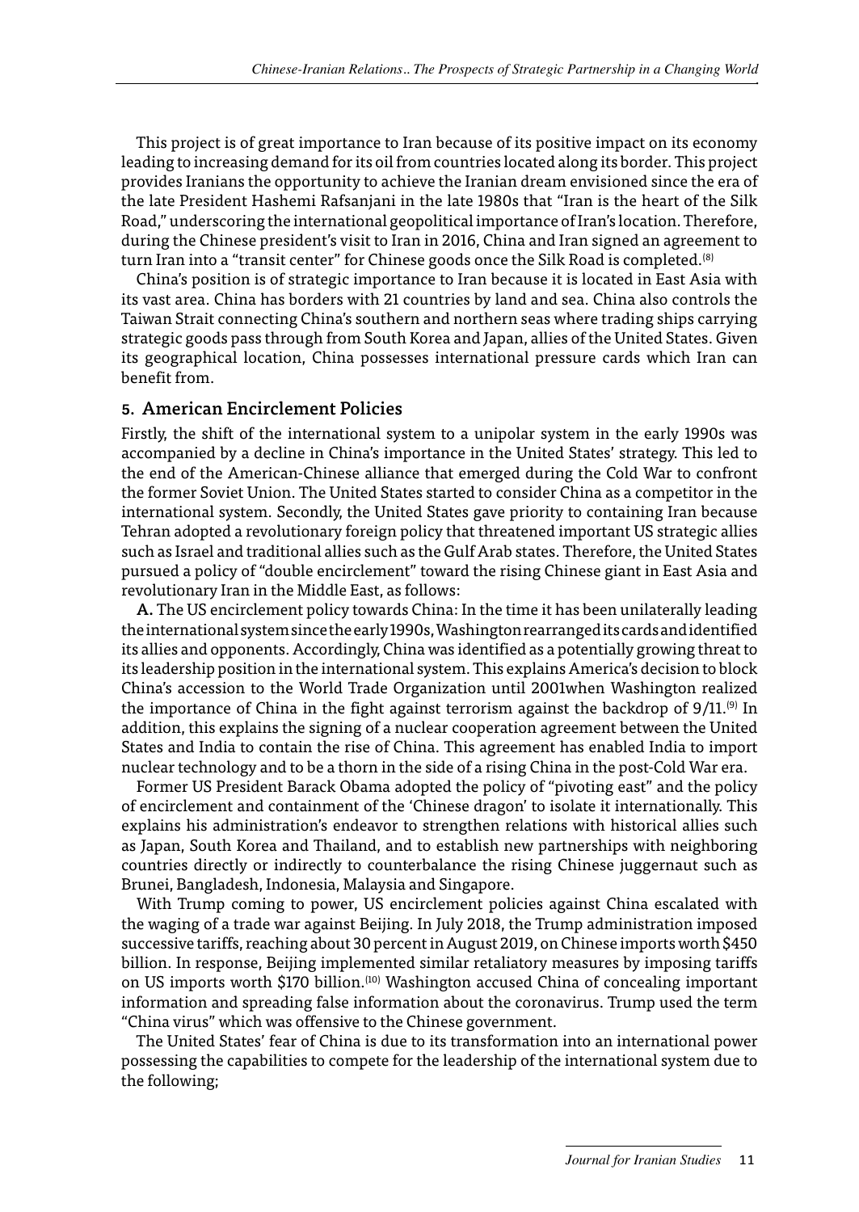This project is of great importance to Iran because of its positive impact on its economy leading to increasing demand for its oil from countries located along its border. This project provides Iranians the opportunity to achieve the Iranian dream envisioned since the era of the late President Hashemi Rafsanjani in the late 1980s that "Iran is the heart of the Silk Road," underscoring the international geopolitical importance of Iran's location. Therefore, during the Chinese president's visit to Iran in 2016, China and Iran signed an agreement to turn Iran into a "transit center" for Chinese goods once the Silk Road is completed.[8]

China's position is of strategic importance to Iran because it is located in East Asia with its vast area. China has borders with 21 countries by land and sea. China also controls the Taiwan Strait connecting China's southern and northern seas where trading ships carrying strategic goods pass through from South Korea and Japan, allies of the United States. Given its geographical location, China possesses international pressure cards which Iran can benefit from.

## 5. American Encirclement Policies

Firstly, the shift of the international system to a unipolar system in the early 1990s was accompanied by a decline in China's importance in the United States' strategy. This led to the end of the American-Chinese alliance that emerged during the Cold War to confront the former Soviet Union. The United States started to consider China as a competitor in the international system. Secondly, the United States gave priority to containing Iran because Tehran adopted a revolutionary foreign policy that threatened important US strategic allies such as Israel and traditional allies such as the Gulf Arab states. Therefore, the United States pursued a policy of "double encirclement" toward the rising Chinese giant in East Asia and revolutionary Iran in the Middle East, as follows:

**A.** The US encirclement policy towards China: In the time it has been unilaterally leading the international system since the early 1990s, Washington rearranged its cards and identified its allies and opponents. Accordingly, China was identified as a potentially growing threat to its leadership position in the international system. This explains America's decision to block China's accession to the World Trade Organization until 2001when Washington realized the importance of China in the fight against terrorism against the backdrop of 9/11.[9] In addition, this explains the signing of a nuclear cooperation agreement between the United States and India to contain the rise of China. This agreement has enabled India to import nuclear technology and to be a thorn in the side of a rising China in the post-Cold War era.

Former US President Barack Obama adopted the policy of "pivoting east" and the policy of encirclement and containment of the 'Chinese dragon' to isolate it internationally. This explains his administration's endeavor to strengthen relations with historical allies such as Japan, South Korea and Thailand, and to establish new partnerships with neighboring countries directly or indirectly to counterbalance the rising Chinese juggernaut such as Brunei, Bangladesh, Indonesia, Malaysia and Singapore.

With Trump coming to power, US encirclement policies against China escalated with the waging of a trade war against Beijing. In July 2018, the Trump administration imposed successive tariffs, reaching about 30 percent in August 2019, on Chinese imports worth $450 billion. In response, Beijing implemented similar retaliatory measures by imposing tariffs on US imports worth $170 billion.[10] Washington accused China of concealing important information and spreading false information about the coronavirus. Trump used the term "China virus" which was offensive to the Chinese government.

The United States' fear of China is due to its transformation into an international power possessing the capabilities to compete for the leadership of the international system due to the following;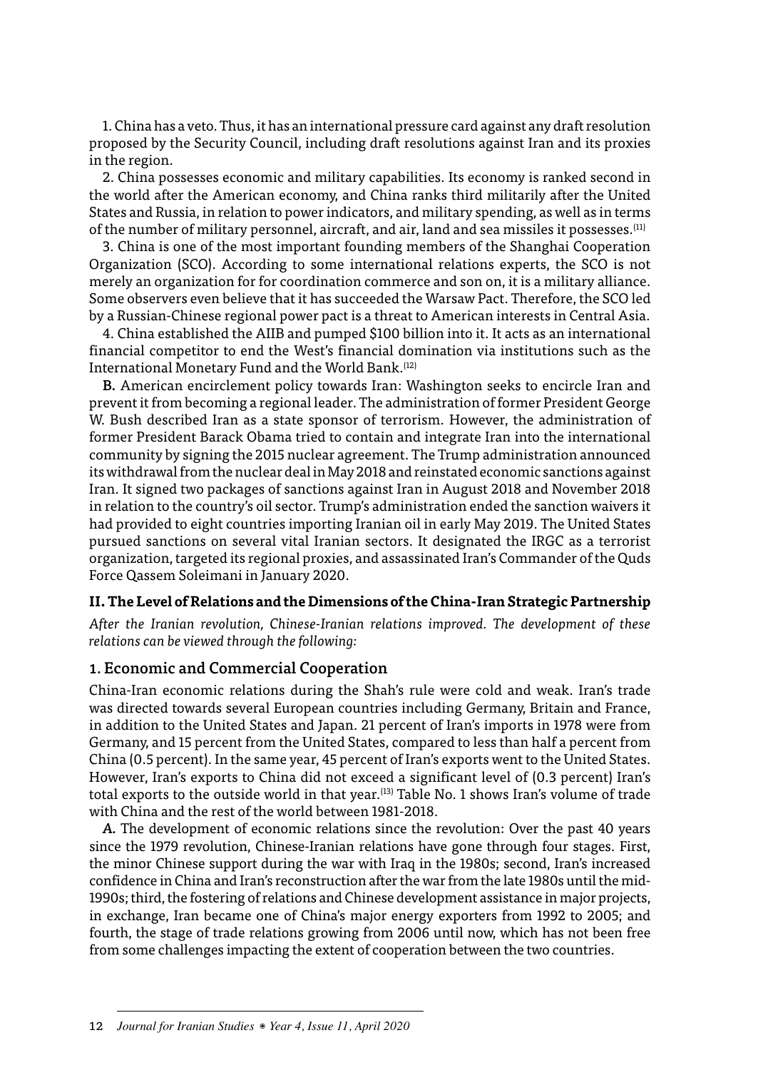1. China has a veto. Thus, it has an international pressure card against any draft resolution proposed by the Security Council, including draft resolutions against Iran and its proxies in the region.

2. China possesses economic and military capabilities. Its economy is ranked second in the world after the American economy, and China ranks third militarily after the United States and Russia, in relation to power indicators, and military spending, as well as in terms of the number of military personnel, aircraft, and air, land and sea missiles it possesses.[11]

3. China is one of the most important founding members of the Shanghai Cooperation Organization (SCO). According to some international relations experts, the SCO is not merely an organization for for coordination commerce and son on, it is a military alliance. Some observers even believe that it has succeeded the Warsaw Pact. Therefore, the SCO led by a Russian-Chinese regional power pact is a threat to American interests in Central Asia.

4. China established the AIIB and pumped $100 billion into it. It acts as an international financial competitor to end the West's financial domination via institutions such as the International Monetary Fund and the World Bank.[12]

**B.** American encirclement policy towards Iran: Washington seeks to encircle Iran and prevent it from becoming a regional leader. The administration of former President George W. Bush described Iran as a state sponsor of terrorism. However, the administration of former President Barack Obama tried to contain and integrate Iran into the international community by signing the 2015 nuclear agreement. The Trump administration announced its withdrawal from the nuclear deal in May 2018 and reinstated economic sanctions against Iran. It signed two packages of sanctions against Iran in August 2018 and November 2018 in relation to the country's oil sector. Trump's administration ended the sanction waivers it had provided to eight countries importing Iranian oil in early May 2019. The United States pursued sanctions on several vital Iranian sectors. It designated the IRGC as a terrorist organization, targeted its regional proxies, and assassinated Iran's Commander of the Quds Force Qassem Soleimani in January 2020.

## II. The Level of Relations and the Dimensions of the China-Iran Strategic Partnership

*After the Iranian revolution, Chinese-Iranian relations improved. The development of these relations can be viewed through the following:*

### 1. Economic and Commercial Cooperation

China-Iran economic relations during the Shah's rule were cold and weak. Iran's trade was directed towards several European countries including Germany, Britain and France, in addition to the United States and Japan. 21 percent of Iran's imports in 1978 were from Germany, and 15 percent from the United States, compared to less than half a percent from China (0.5 percent). In the same year, 45 percent of Iran's exports went to the United States. However, Iran's exports to China did not exceed a significant level of (0.3 percent) Iran's total exports to the outside world in that year.[13] Table No. 1 shows Iran's volume of trade with China and the rest of the world between 1981-2018.

**A.** The development of economic relations since the revolution: Over the past 40 years since the 1979 revolution, Chinese-Iranian relations have gone through four stages. First, the minor Chinese support during the war with Iraq in the 1980s; second, Iran's increased confidence in China and Iran's reconstruction after the war from the late 1980s until the mid-1990s; third, the fostering of relations and Chinese development assistance in major projects, in exchange, Iran became one of China's major energy exporters from 1992 to 2005; and fourth, the stage of trade relations growing from 2006 until now, which has not been free from some challenges impacting the extent of cooperation between the two countries.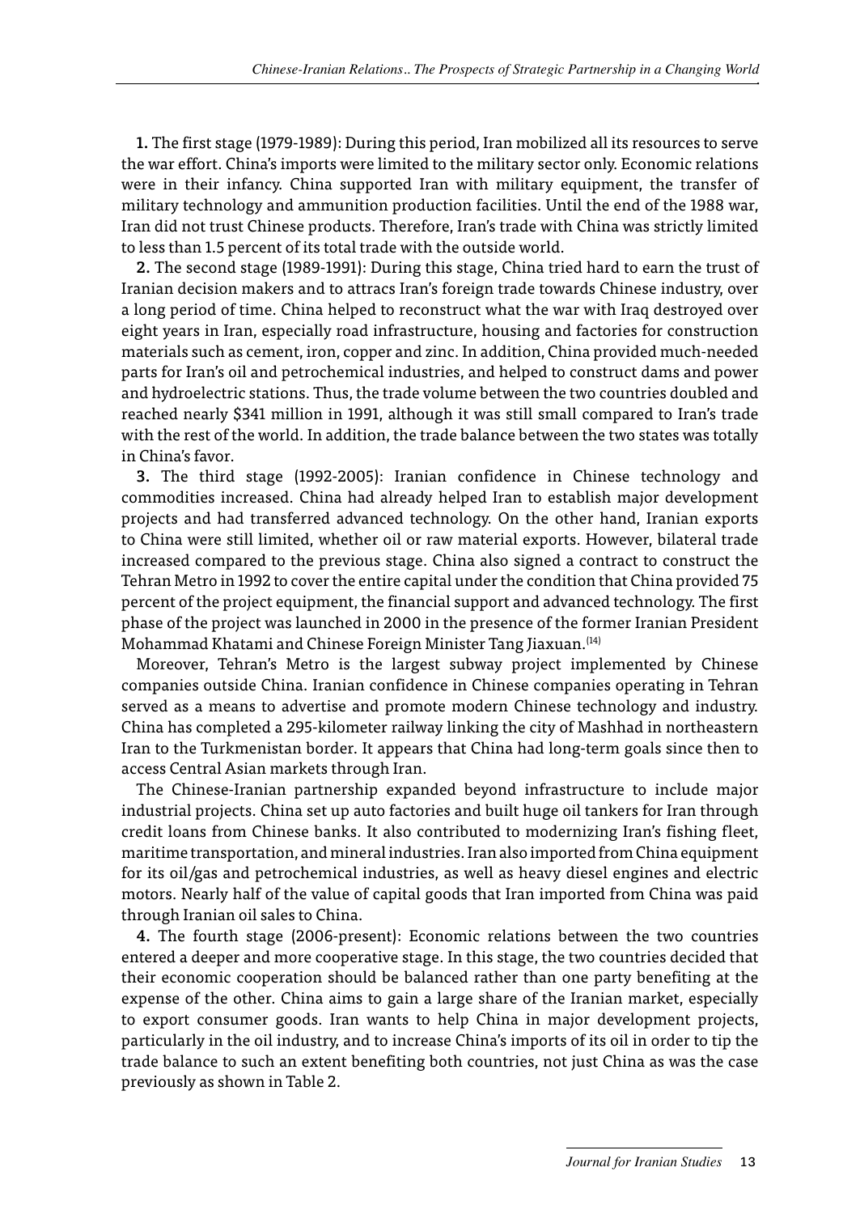**1.** The first stage (1979-1989): During this period, Iran mobilized all its resources to serve the war effort. China's imports were limited to the military sector only. Economic relations were in their infancy. China supported Iran with military equipment, the transfer of military technology and ammunition production facilities. Until the end of the 1988 war, Iran did not trust Chinese products. Therefore, Iran's trade with China was strictly limited to less than 1.5 percent of its total trade with the outside world.

**2.** The second stage (1989-1991): During this stage, China tried hard to earn the trust of Iranian decision makers and to attracs Iran's foreign trade towards Chinese industry, over a long period of time. China helped to reconstruct what the war with Iraq destroyed over eight years in Iran, especially road infrastructure, housing and factories for construction materials such as cement, iron, copper and zinc. In addition, China provided much-needed parts for Iran's oil and petrochemical industries, and helped to construct dams and power and hydroelectric stations. Thus, the trade volume between the two countries doubled and reached nearly $341 million in 1991, although it was still small compared to Iran's trade with the rest of the world. In addition, the trade balance between the two states was totally in China's favor.

**3.** The third stage (1992-2005): Iranian confidence in Chinese technology and commodities increased. China had already helped Iran to establish major development projects and had transferred advanced technology. On the other hand, Iranian exports to China were still limited, whether oil or raw material exports. However, bilateral trade increased compared to the previous stage. China also signed a contract to construct the Tehran Metro in 1992 to cover the entire capital under the condition that China provided 75 percent of the project equipment, the financial support and advanced technology. The first phase of the project was launched in 2000 in the presence of the former Iranian President Mohammad Khatami and Chinese Foreign Minister Tang Jiaxuan.[14]

Moreover, Tehran's Metro is the largest subway project implemented by Chinese companies outside China. Iranian confidence in Chinese companies operating in Tehran served as a means to advertise and promote modern Chinese technology and industry. China has completed a 295-kilometer railway linking the city of Mashhad in northeastern Iran to the Turkmenistan border. It appears that China had long-term goals since then to access Central Asian markets through Iran.

The Chinese-Iranian partnership expanded beyond infrastructure to include major industrial projects. China set up auto factories and built huge oil tankers for Iran through credit loans from Chinese banks. It also contributed to modernizing Iran's fishing fleet, maritime transportation, and mineral industries. Iran also imported from China equipment for its oil/gas and petrochemical industries, as well as heavy diesel engines and electric motors. Nearly half of the value of capital goods that Iran imported from China was paid through Iranian oil sales to China.

**4.** The fourth stage (2006-present): Economic relations between the two countries entered a deeper and more cooperative stage. In this stage, the two countries decided that their economic cooperation should be balanced rather than one party benefiting at the expense of the other. China aims to gain a large share of the Iranian market, especially to export consumer goods. Iran wants to help China in major development projects, particularly in the oil industry, and to increase China's imports of its oil in order to tip the trade balance to such an extent benefiting both countries, not just China as was the case previously as shown in Table 2.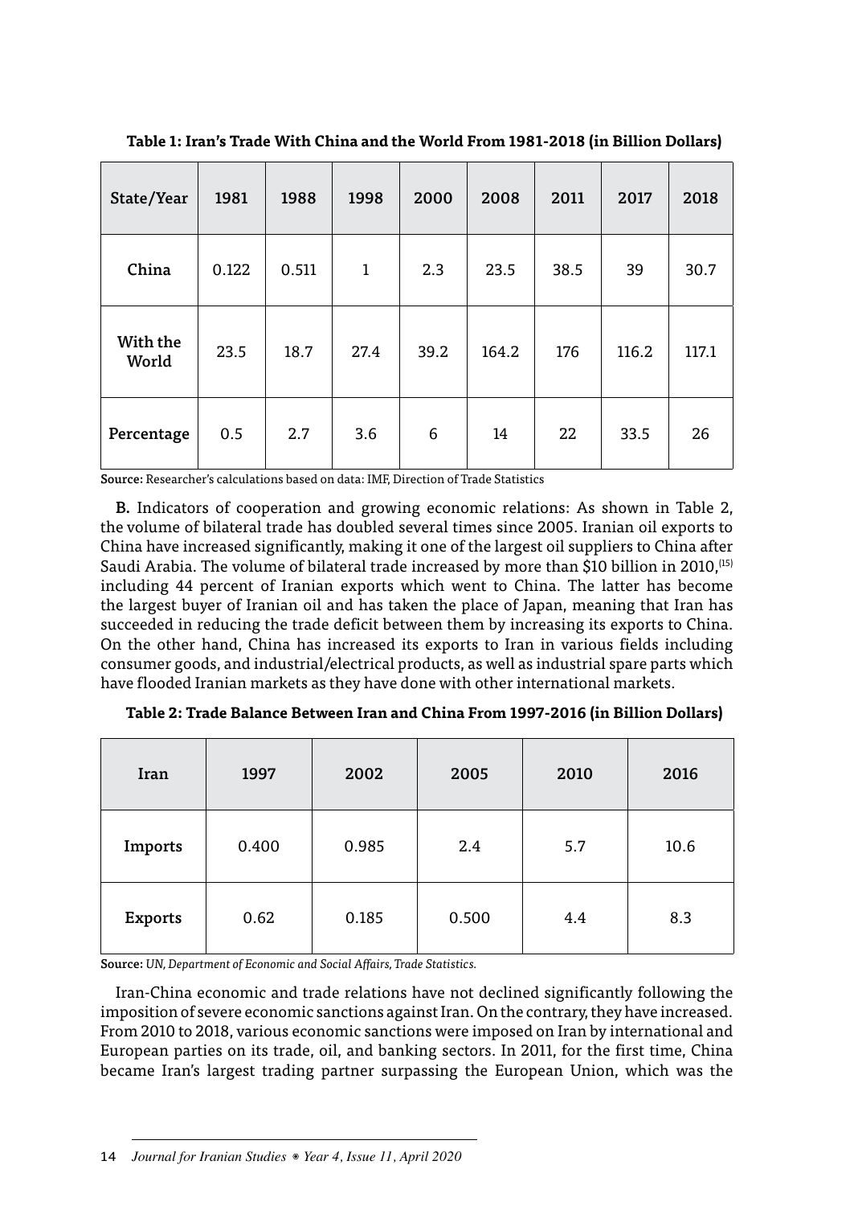**Table 1: Iran's Trade With China and the World From 1981-2018 (in Billion Dollars)**

| State/Year | 1981 | 1988 | 1998 | 2000 | 2008 | 2011 | 2017 | 2018 |
|---|---|---|---|---|---|---|---|---|
| China | 0.122 | 0.511 | 1 | 2.3 | 23.5 | 38.5 | 39 | 30.7 |
| With the World | 23.5 | 18.7 | 27.4 | 39.2 | 164.2 | 176 | 116.2 | 117.1 |
| Percentage | 0.5 | 2.7 | 3.6 | 6 | 14 | 22 | 33.5 | 26 |

**Source:** Researcher's calculations based on data: IMF, Direction of Trade Statistics

**B.** Indicators of cooperation and growing economic relations: As shown in Table 2, the volume of bilateral trade has doubled several times since 2005. Iranian oil exports to China have increased significantly, making it one of the largest oil suppliers to China after Saudi Arabia. The volume of bilateral trade increased by more than $10 billion in 2010,[15] including 44 percent of Iranian exports which went to China. The latter has become the largest buyer of Iranian oil and has taken the place of Japan, meaning that Iran has succeeded in reducing the trade deficit between them by increasing its exports to China. On the other hand, China has increased its exports to Iran in various fields including consumer goods, and industrial/electrical products, as well as industrial spare parts which have flooded Iranian markets as they have done with other international markets.

**Table 2: Trade Balance Between Iran and China From 1997-2016 (in Billion Dollars)**

| Iran | 1997 | 2002 | 2005 | 2010 | 2016 |
|---|---|---|---|---|---|
| Imports | 0.400 | 0.985 | 2.4 | 5.7 | 10.6 |
| Exports | 0.62 | 0.185 | 0.500 | 4.4 | 8.3 |

**Source:** *UN, Department of Economic and Social Affairs, Trade Statistics.*

Iran-China economic and trade relations have not declined significantly following the imposition of severe economic sanctions against Iran. On the contrary, they have increased. From 2010 to 2018, various economic sanctions were imposed on Iran by international and European parties on its trade, oil, and banking sectors. In 2011, for the first time, China became Iran's largest trading partner surpassing the European Union, which was the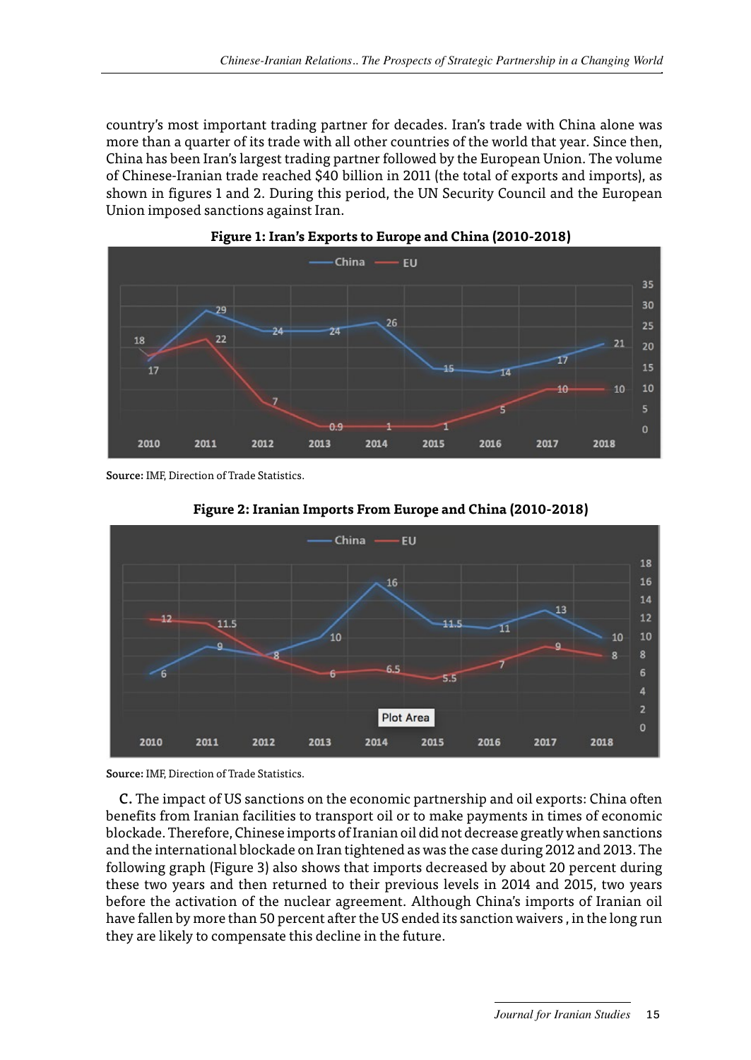country's most important trading partner for decades. Iran's trade with China alone was more than a quarter of its trade with all other countries of the world that year. Since then, China has been Iran's largest trading partner followed by the European Union. The volume of Chinese-Iranian trade reached $40 billion in 2011 (the total of exports and imports), as shown in figures 1 and 2. During this period, the UN Security Council and the European Union imposed sanctions against Iran.

**Figure 1: Iran's Exports to Europe and China (2010-2018)**

**Source:** IMF, Direction of Trade Statistics.

**Figure 2: Iranian Imports From Europe and China (2010-2018)**

**Source:** IMF, Direction of Trade Statistics.

**C.** The impact of US sanctions on the economic partnership and oil exports: China often benefits from Iranian facilities to transport oil or to make payments in times of economic blockade. Therefore, Chinese imports of Iranian oil did not decrease greatly when sanctions and the international blockade on Iran tightened as was the case during 2012 and 2013. The following graph (Figure 3) also shows that imports decreased by about 20 percent during these two years and then returned to their previous levels in 2014 and 2015, two years before the activation of the nuclear agreement. Although China's imports of Iranian oil have fallen by more than 50 percent after the US ended its sanction waivers , in the long run they are likely to compensate this decline in the future.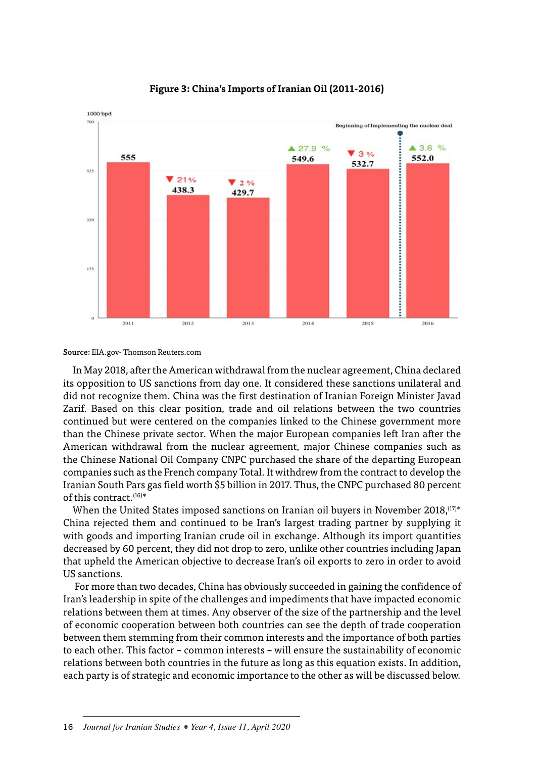**Figure 3: China's Imports of Iranian Oil (2011-2016)**

| Year | 1000 bpd | Change |
|---|---|---|
| 2011 | 555 | |
| 2012 | 438.3 | ▼ 21 % |
| 2013 | 429.7 | ▼ 2 % |
| 2014 | 549.6 | ▲ 27.9 % |
| 2015 | 532.7 | ▼ 3 % |
| 2016 | 552.0 | ▲ 3.6 % |

Beginning of Implementing the nuclear deal (between 2015 and 2016)

**Source:** EIA.gov- Thomson Reuters.com

In May 2018, after the American withdrawal from the nuclear agreement, China declared its opposition to US sanctions from day one. It considered these sanctions unilateral and did not recognize them. China was the first destination of Iranian Foreign Minister Javad Zarif. Based on this clear position, trade and oil relations between the two countries continued but were centered on the companies linked to the Chinese government more than the Chinese private sector. When the major European companies left Iran after the American withdrawal from the nuclear agreement, major Chinese companies such as the Chinese National Oil Company CNPC purchased the share of the departing European companies such as the French company Total. It withdrew from the contract to develop the Iranian South Pars gas field worth $5 billion in 2017. Thus, the CNPC purchased 80 percent of this contract.[16]*

When the United States imposed sanctions on Iranian oil buyers in November 2018,[17]* China rejected them and continued to be Iran's largest trading partner by supplying it with goods and importing Iranian crude oil in exchange. Although its import quantities decreased by 60 percent, they did not drop to zero, unlike other countries including Japan that upheld the American objective to decrease Iran's oil exports to zero in order to avoid US sanctions.

For more than two decades, China has obviously succeeded in gaining the confidence of Iran's leadership in spite of the challenges and impediments that have impacted economic relations between them at times. Any observer of the size of the partnership and the level of economic cooperation between both countries can see the depth of trade cooperation between them stemming from their common interests and the importance of both parties to each other. This factor – common interests – will ensure the sustainability of economic relations between both countries in the future as long as this equation exists. In addition, each party is of strategic and economic importance to the other as will be discussed below.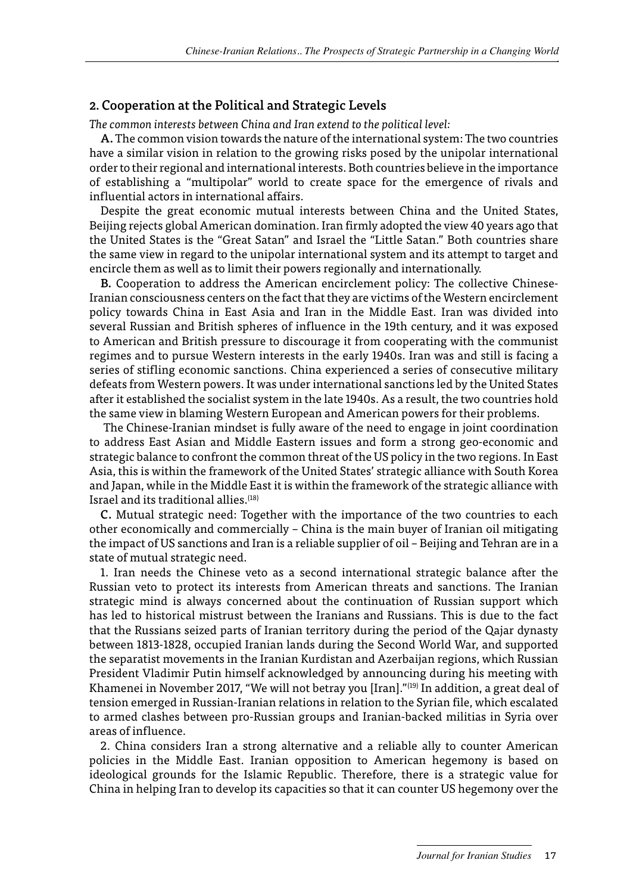## 2. Cooperation at the Political and Strategic Levels

*The common interests between China and Iran extend to the political level:*

**A.** The common vision towards the nature of the international system: The two countries have a similar vision in relation to the growing risks posed by the unipolar international order to their regional and international interests. Both countries believe in the importance of establishing a "multipolar" world to create space for the emergence of rivals and influential actors in international affairs.

Despite the great economic mutual interests between China and the United States, Beijing rejects global American domination. Iran firmly adopted the view 40 years ago that the United States is the "Great Satan" and Israel the "Little Satan." Both countries share the same view in regard to the unipolar international system and its attempt to target and encircle them as well as to limit their powers regionally and internationally.

**B.** Cooperation to address the American encirclement policy: The collective Chinese-Iranian consciousness centers on the fact that they are victims of the Western encirclement policy towards China in East Asia and Iran in the Middle East. Iran was divided into several Russian and British spheres of influence in the 19th century, and it was exposed to American and British pressure to discourage it from cooperating with the communist regimes and to pursue Western interests in the early 1940s. Iran was and still is facing a series of stifling economic sanctions. China experienced a series of consecutive military defeats from Western powers. It was under international sanctions led by the United States after it established the socialist system in the late 1940s. As a result, the two countries hold the same view in blaming Western European and American powers for their problems.

The Chinese-Iranian mindset is fully aware of the need to engage in joint coordination to address East Asian and Middle Eastern issues and form a strong geo-economic and strategic balance to confront the common threat of the US policy in the two regions. In East Asia, this is within the framework of the United States' strategic alliance with South Korea and Japan, while in the Middle East it is within the framework of the strategic alliance with Israel and its traditional allies.[18]

**C.** Mutual strategic need: Together with the importance of the two countries to each other economically and commercially – China is the main buyer of Iranian oil mitigating the impact of US sanctions and Iran is a reliable supplier of oil – Beijing and Tehran are in a state of mutual strategic need.

1. Iran needs the Chinese veto as a second international strategic balance after the Russian veto to protect its interests from American threats and sanctions. The Iranian strategic mind is always concerned about the continuation of Russian support which has led to historical mistrust between the Iranians and Russians. This is due to the fact that the Russians seized parts of Iranian territory during the period of the Qajar dynasty between 1813-1828, occupied Iranian lands during the Second World War, and supported the separatist movements in the Iranian Kurdistan and Azerbaijan regions, which Russian President Vladimir Putin himself acknowledged by announcing during his meeting with Khamenei in November 2017, "We will not betray you [Iran]."[19] In addition, a great deal of tension emerged in Russian-Iranian relations in relation to the Syrian file, which escalated to armed clashes between pro-Russian groups and Iranian-backed militias in Syria over areas of influence.

2. China considers Iran a strong alternative and a reliable ally to counter American policies in the Middle East. Iranian opposition to American hegemony is based on ideological grounds for the Islamic Republic. Therefore, there is a strategic value for China in helping Iran to develop its capacities so that it can counter US hegemony over the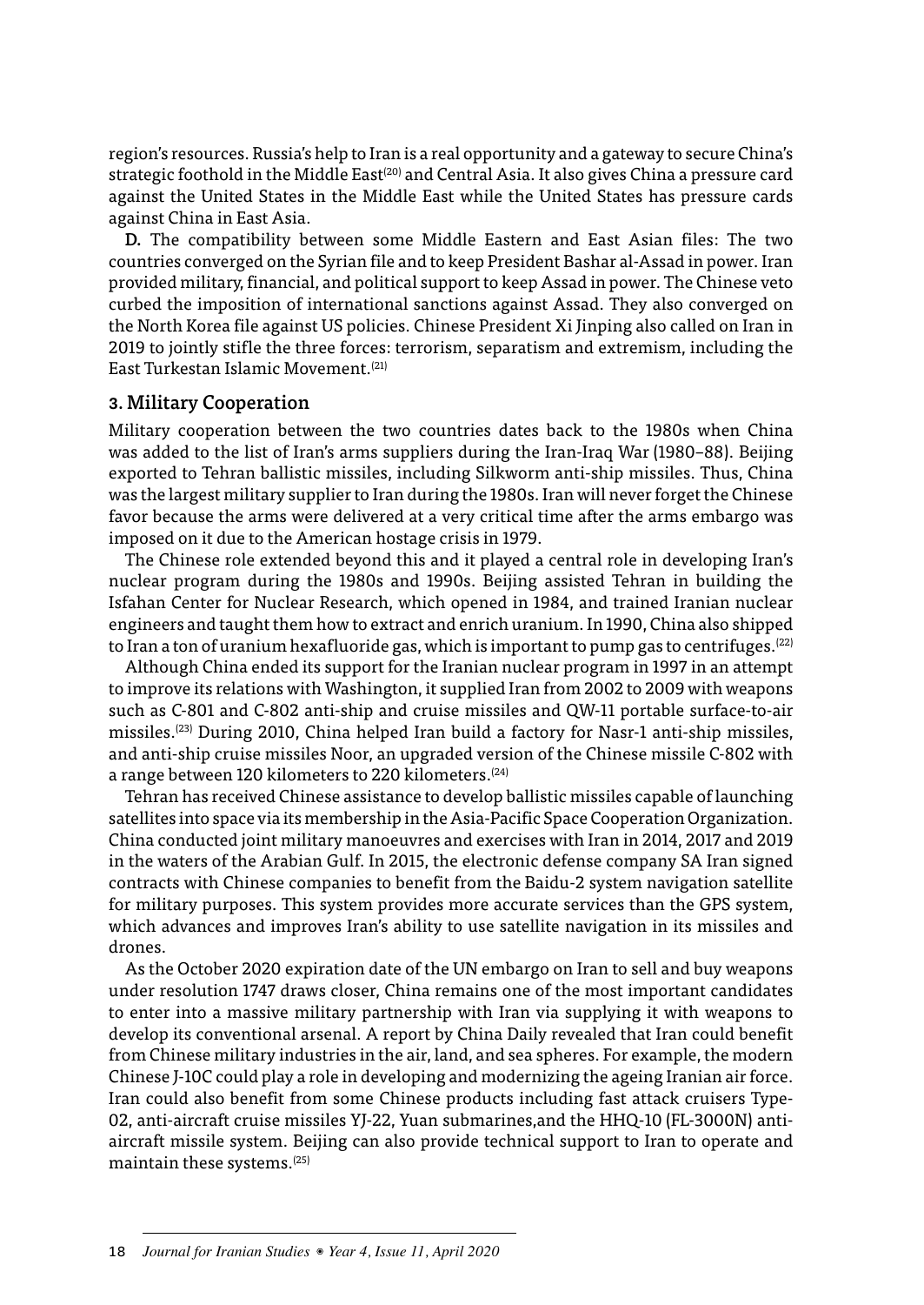region's resources. Russia's help to Iran is a real opportunity and a gateway to secure China's strategic foothold in the Middle East[20] and Central Asia. It also gives China a pressure card against the United States in the Middle East while the United States has pressure cards against China in East Asia.

**D.** The compatibility between some Middle Eastern and East Asian files: The two countries converged on the Syrian file and to keep President Bashar al-Assad in power. Iran provided military, financial, and political support to keep Assad in power. The Chinese veto curbed the imposition of international sanctions against Assad. They also converged on the North Korea file against US policies. Chinese President Xi Jinping also called on Iran in 2019 to jointly stifle the three forces: terrorism, separatism and extremism, including the East Turkestan Islamic Movement.[21]

### 3. Military Cooperation

Military cooperation between the two countries dates back to the 1980s when China was added to the list of Iran's arms suppliers during the Iran-Iraq War (1980–88). Beijing exported to Tehran ballistic missiles, including Silkworm anti-ship missiles. Thus, China was the largest military supplier to Iran during the 1980s. Iran will never forget the Chinese favor because the arms were delivered at a very critical time after the arms embargo was imposed on it due to the American hostage crisis in 1979.

The Chinese role extended beyond this and it played a central role in developing Iran's nuclear program during the 1980s and 1990s. Beijing assisted Tehran in building the Isfahan Center for Nuclear Research, which opened in 1984, and trained Iranian nuclear engineers and taught them how to extract and enrich uranium. In 1990, China also shipped to Iran a ton of uranium hexafluoride gas, which is important to pump gas to centrifuges.[22]

Although China ended its support for the Iranian nuclear program in 1997 in an attempt to improve its relations with Washington, it supplied Iran from 2002 to 2009 with weapons such as C-801 and C-802 anti-ship and cruise missiles and QW-11 portable surface-to-air missiles.[23] During 2010, China helped Iran build a factory for Nasr-1 anti-ship missiles, and anti-ship cruise missiles Noor, an upgraded version of the Chinese missile C-802 with a range between 120 kilometers to 220 kilometers.[24]

Tehran has received Chinese assistance to develop ballistic missiles capable of launching satellites into space via its membership in the Asia-Pacific Space Cooperation Organization. China conducted joint military manoeuvres and exercises with Iran in 2014, 2017 and 2019 in the waters of the Arabian Gulf. In 2015, the electronic defense company SA Iran signed contracts with Chinese companies to benefit from the Baidu-2 system navigation satellite for military purposes. This system provides more accurate services than the GPS system, which advances and improves Iran's ability to use satellite navigation in its missiles and drones.

As the October 2020 expiration date of the UN embargo on Iran to sell and buy weapons under resolution 1747 draws closer, China remains one of the most important candidates to enter into a massive military partnership with Iran via supplying it with weapons to develop its conventional arsenal. A report by China Daily revealed that Iran could benefit from Chinese military industries in the air, land, and sea spheres. For example, the modern Chinese J-10C could play a role in developing and modernizing the ageing Iranian air force. Iran could also benefit from some Chinese products including fast attack cruisers Type-02, anti-aircraft cruise missiles YJ-22, Yuan submarines,and the HHQ-10 (FL-3000N) anti-aircraft missile system. Beijing can also provide technical support to Iran to operate and maintain these systems.[25]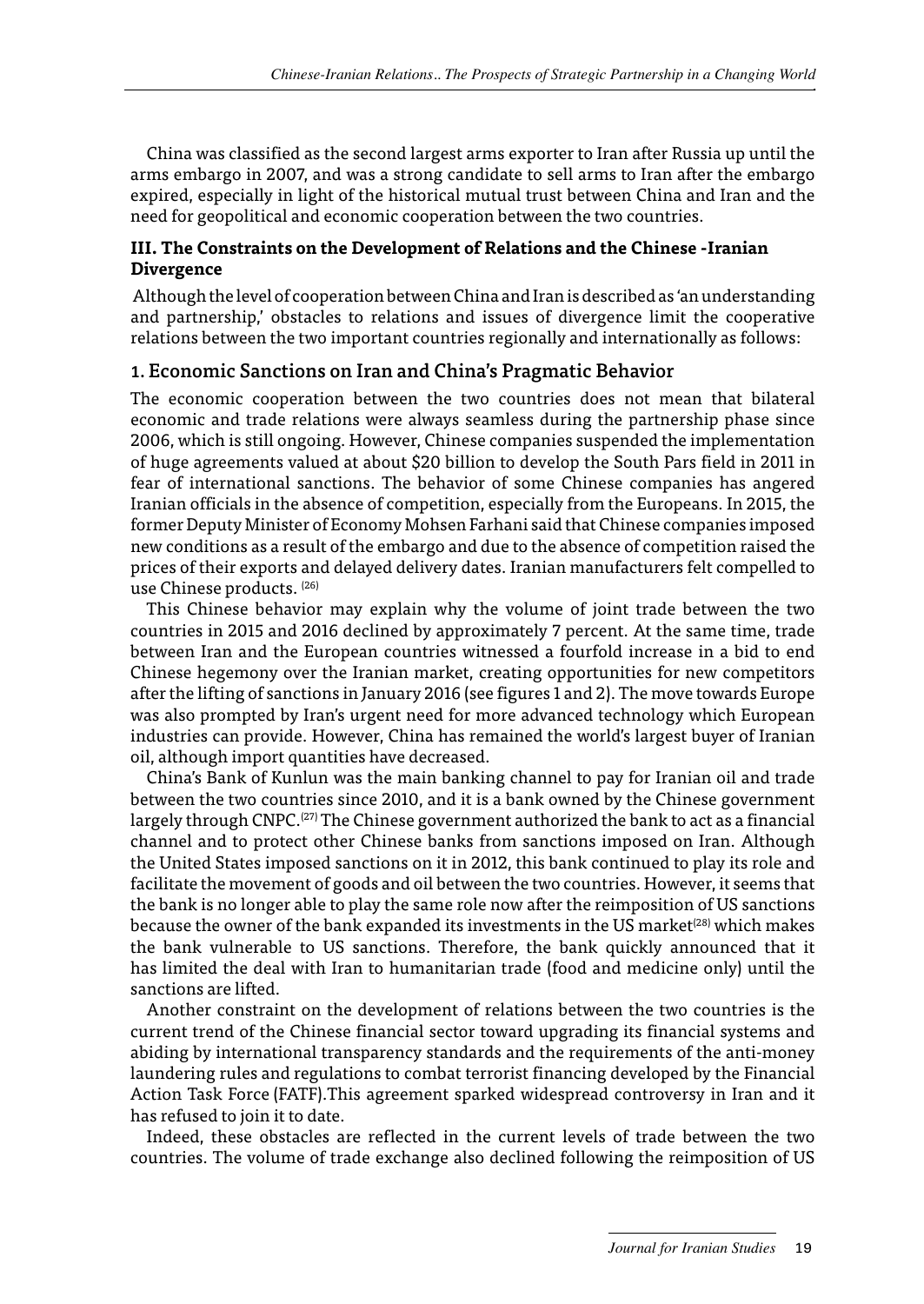China was classified as the second largest arms exporter to Iran after Russia up until the arms embargo in 2007, and was a strong candidate to sell arms to Iran after the embargo expired, especially in light of the historical mutual trust between China and Iran and the need for geopolitical and economic cooperation between the two countries.

### III. The Constraints on the Development of Relations and the Chinese -Iranian Divergence

Although the level of cooperation between China and Iran is described as 'an understanding and partnership,' obstacles to relations and issues of divergence limit the cooperative relations between the two important countries regionally and internationally as follows:

#### 1. Economic Sanctions on Iran and China's Pragmatic Behavior

The economic cooperation between the two countries does not mean that bilateral economic and trade relations were always seamless during the partnership phase since 2006, which is still ongoing. However, Chinese companies suspended the implementation of huge agreements valued at about $20 billion to develop the South Pars field in 2011 in fear of international sanctions. The behavior of some Chinese companies has angered Iranian officials in the absence of competition, especially from the Europeans. In 2015, the former Deputy Minister of Economy Mohsen Farhani said that Chinese companies imposed new conditions as a result of the embargo and due to the absence of competition raised the prices of their exports and delayed delivery dates. Iranian manufacturers felt compelled to use Chinese products. [26]

This Chinese behavior may explain why the volume of joint trade between the two countries in 2015 and 2016 declined by approximately 7 percent. At the same time, trade between Iran and the European countries witnessed a fourfold increase in a bid to end Chinese hegemony over the Iranian market, creating opportunities for new competitors after the lifting of sanctions in January 2016 (see figures 1 and 2). The move towards Europe was also prompted by Iran's urgent need for more advanced technology which European industries can provide. However, China has remained the world's largest buyer of Iranian oil, although import quantities have decreased.

China's Bank of Kunlun was the main banking channel to pay for Iranian oil and trade between the two countries since 2010, and it is a bank owned by the Chinese government largely through CNPC.[27] The Chinese government authorized the bank to act as a financial channel and to protect other Chinese banks from sanctions imposed on Iran. Although the United States imposed sanctions on it in 2012, this bank continued to play its role and facilitate the movement of goods and oil between the two countries. However, it seems that the bank is no longer able to play the same role now after the reimposition of US sanctions because the owner of the bank expanded its investments in the US market[28] which makes the bank vulnerable to US sanctions. Therefore, the bank quickly announced that it has limited the deal with Iran to humanitarian trade (food and medicine only) until the sanctions are lifted.

Another constraint on the development of relations between the two countries is the current trend of the Chinese financial sector toward upgrading its financial systems and abiding by international transparency standards and the requirements of the anti-money laundering rules and regulations to combat terrorist financing developed by the Financial Action Task Force (FATF).This agreement sparked widespread controversy in Iran and it has refused to join it to date.

Indeed, these obstacles are reflected in the current levels of trade between the two countries. The volume of trade exchange also declined following the reimposition of US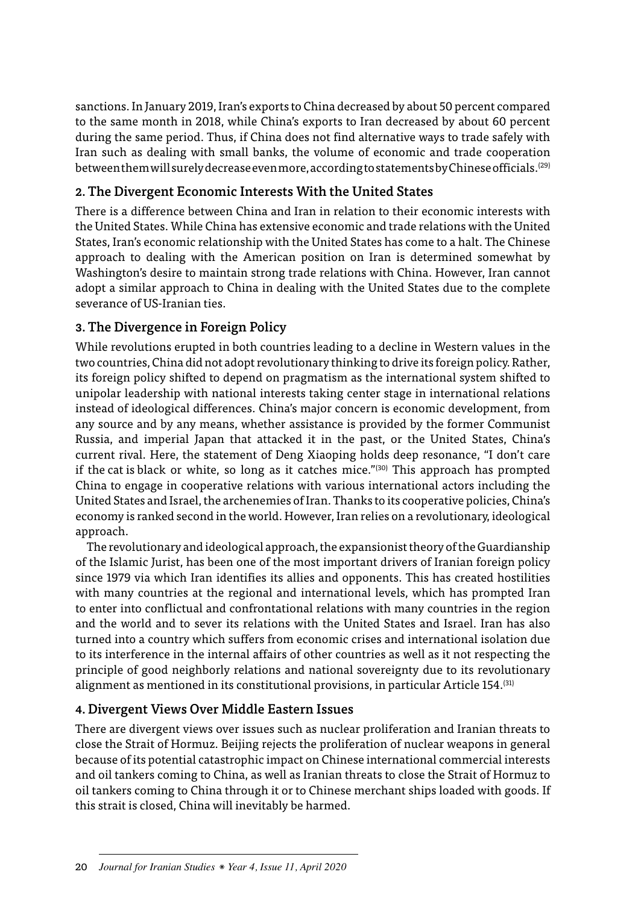sanctions. In January 2019, Iran's exports to China decreased by about 50 percent compared to the same month in 2018, while China's exports to Iran decreased by about 60 percent during the same period. Thus, if China does not find alternative ways to trade safely with Iran such as dealing with small banks, the volume of economic and trade cooperation between them will surely decrease even more, according to statements by Chinese officials.[29]

### 2. The Divergent Economic Interests With the United States

There is a difference between China and Iran in relation to their economic interests with the United States. While China has extensive economic and trade relations with the United States, Iran's economic relationship with the United States has come to a halt. The Chinese approach to dealing with the American position on Iran is determined somewhat by Washington's desire to maintain strong trade relations with China. However, Iran cannot adopt a similar approach to China in dealing with the United States due to the complete severance of US-Iranian ties.

### 3. The Divergence in Foreign Policy

While revolutions erupted in both countries leading to a decline in Western values in the two countries, China did not adopt revolutionary thinking to drive its foreign policy. Rather, its foreign policy shifted to depend on pragmatism as the international system shifted to unipolar leadership with national interests taking center stage in international relations instead of ideological differences. China's major concern is economic development, from any source and by any means, whether assistance is provided by the former Communist Russia, and imperial Japan that attacked it in the past, or the United States, China's current rival. Here, the statement of Deng Xiaoping holds deep resonance, "I don't care if the cat is black or white, so long as it catches mice."[30] This approach has prompted China to engage in cooperative relations with various international actors including the United States and Israel, the archenemies of Iran. Thanks to its cooperative policies, China's economy is ranked second in the world. However, Iran relies on a revolutionary, ideological approach.

The revolutionary and ideological approach, the expansionist theory of the Guardianship of the Islamic Jurist, has been one of the most important drivers of Iranian foreign policy since 1979 via which Iran identifies its allies and opponents. This has created hostilities with many countries at the regional and international levels, which has prompted Iran to enter into conflictual and confrontational relations with many countries in the region and the world and to sever its relations with the United States and Israel. Iran has also turned into a country which suffers from economic crises and international isolation due to its interference in the internal affairs of other countries as well as it not respecting the principle of good neighborly relations and national sovereignty due to its revolutionary alignment as mentioned in its constitutional provisions, in particular Article 154.[31]

### 4. Divergent Views Over Middle Eastern Issues

There are divergent views over issues such as nuclear proliferation and Iranian threats to close the Strait of Hormuz. Beijing rejects the proliferation of nuclear weapons in general because of its potential catastrophic impact on Chinese international commercial interests and oil tankers coming to China, as well as Iranian threats to close the Strait of Hormuz to oil tankers coming to China through it or to Chinese merchant ships loaded with goods. If this strait is closed, China will inevitably be harmed.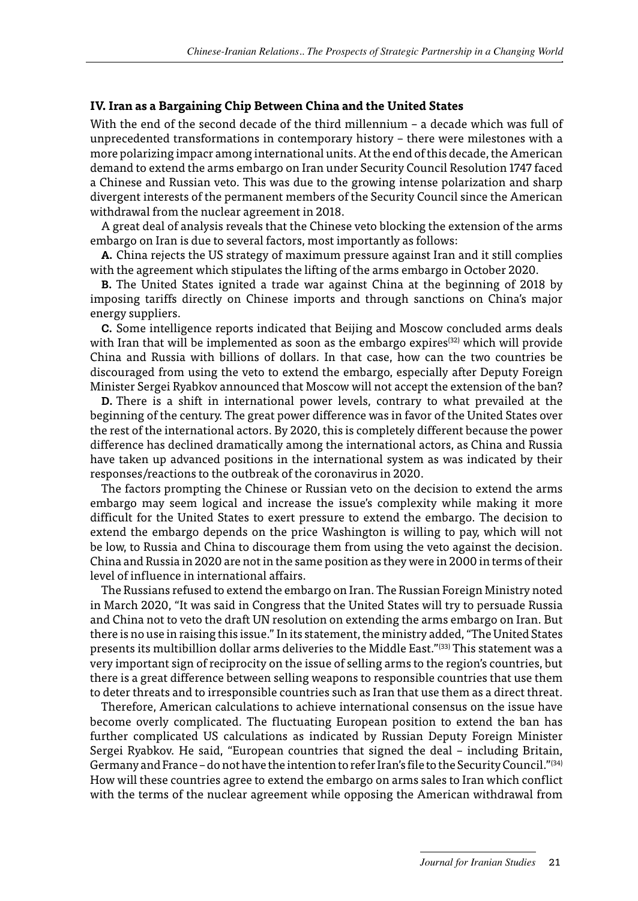### IV. Iran as a Bargaining Chip Between China and the United States

With the end of the second decade of the third millennium – a decade which was full of unprecedented transformations in contemporary history – there were milestones with a more polarizing impacr among international units. At the end of this decade, the American demand to extend the arms embargo on Iran under Security Council Resolution 1747 faced a Chinese and Russian veto. This was due to the growing intense polarization and sharp divergent interests of the permanent members of the Security Council since the American withdrawal from the nuclear agreement in 2018.

A great deal of analysis reveals that the Chinese veto blocking the extension of the arms embargo on Iran is due to several factors, most importantly as follows:

**A.** China rejects the US strategy of maximum pressure against Iran and it still complies with the agreement which stipulates the lifting of the arms embargo in October 2020.

**B.** The United States ignited a trade war against China at the beginning of 2018 by imposing tariffs directly on Chinese imports and through sanctions on China's major energy suppliers.

**C.** Some intelligence reports indicated that Beijing and Moscow concluded arms deals with Iran that will be implemented as soon as the embargo expires[32] which will provide China and Russia with billions of dollars. In that case, how can the two countries be discouraged from using the veto to extend the embargo, especially after Deputy Foreign Minister Sergei Ryabkov announced that Moscow will not accept the extension of the ban?

**D.** There is a shift in international power levels, contrary to what prevailed at the beginning of the century. The great power difference was in favor of the United States over the rest of the international actors. By 2020, this is completely different because the power difference has declined dramatically among the international actors, as China and Russia have taken up advanced positions in the international system as was indicated by their responses/reactions to the outbreak of the coronavirus in 2020.

The factors prompting the Chinese or Russian veto on the decision to extend the arms embargo may seem logical and increase the issue's complexity while making it more difficult for the United States to exert pressure to extend the embargo. The decision to extend the embargo depends on the price Washington is willing to pay, which will not be low, to Russia and China to discourage them from using the veto against the decision. China and Russia in 2020 are not in the same position as they were in 2000 in terms of their level of influence in international affairs.

The Russians refused to extend the embargo on Iran. The Russian Foreign Ministry noted in March 2020, "It was said in Congress that the United States will try to persuade Russia and China not to veto the draft UN resolution on extending the arms embargo on Iran. But there is no use in raising this issue." In its statement, the ministry added, "The United States presents its multibillion dollar arms deliveries to the Middle East."[33] This statement was a very important sign of reciprocity on the issue of selling arms to the region's countries, but there is a great difference between selling weapons to responsible countries that use them to deter threats and to irresponsible countries such as Iran that use them as a direct threat.

Therefore, American calculations to achieve international consensus on the issue have become overly complicated. The fluctuating European position to extend the ban has further complicated US calculations as indicated by Russian Deputy Foreign Minister Sergei Ryabkov. He said, "European countries that signed the deal – including Britain, Germany and France – do not have the intention to refer Iran's file to the Security Council."[34] How will these countries agree to extend the embargo on arms sales to Iran which conflict with the terms of the nuclear agreement while opposing the American withdrawal from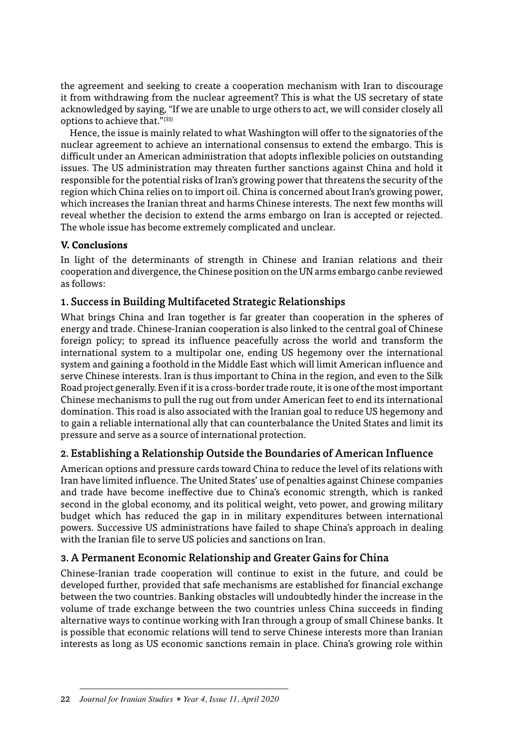the agreement and seeking to create a cooperation mechanism with Iran to discourage it from withdrawing from the nuclear agreement? This is what the US secretary of state acknowledged by saying, "If we are unable to urge others to act, we will consider closely all options to achieve that."(35)

Hence, the issue is mainly related to what Washington will offer to the signatories of the nuclear agreement to achieve an international consensus to extend the embargo. This is difficult under an American administration that adopts inflexible policies on outstanding issues. The US administration may threaten further sanctions against China and hold it responsible for the potential risks of Iran's growing power that threatens the security of the region which China relies on to import oil. China is concerned about Iran's growing power, which increases the Iranian threat and harms Chinese interests. The next few months will reveal whether the decision to extend the arms embargo on Iran is accepted or rejected. The whole issue has become extremely complicated and unclear.

**V. Conclusions**

In light of the determinants of strength in Chinese and Iranian relations and their cooperation and divergence, the Chinese position on the UN arms embargo canbe reviewed as follows:

### 1. Success in Building Multifaceted Strategic Relationships

What brings China and Iran together is far greater than cooperation in the spheres of energy and trade. Chinese-Iranian cooperation is also linked to the central goal of Chinese foreign policy; to spread its influence peacefully across the world and transform the international system to a multipolar one, ending US hegemony over the international system and gaining a foothold in the Middle East which will limit American influence and serve Chinese interests. Iran is thus important to China in the region, and even to the Silk Road project generally. Even if it is a cross-border trade route, it is one of the most important Chinese mechanisms to pull the rug out from under American feet to end its international domination. This road is also associated with the Iranian goal to reduce US hegemony and to gain a reliable international ally that can counterbalance the United States and limit its pressure and serve as a source of international protection.

### 2. Establishing a Relationship Outside the Boundaries of American Influence

American options and pressure cards toward China to reduce the level of its relations with Iran have limited influence. The United States' use of penalties against Chinese companies and trade have become ineffective due to China's economic strength, which is ranked second in the global economy, and its political weight, veto power, and growing military budget which has reduced the gap in in military expenditures between international powers. Successive US administrations have failed to shape China's approach in dealing with the Iranian file to serve US policies and sanctions on Iran.

### 3. A Permanent Economic Relationship and Greater Gains for China

Chinese-Iranian trade cooperation will continue to exist in the future, and could be developed further, provided that safe mechanisms are established for financial exchange between the two countries. Banking obstacles will undoubtedly hinder the increase in the volume of trade exchange between the two countries unless China succeeds in finding alternative ways to continue working with Iran through a group of small Chinese banks. It is possible that economic relations will tend to serve Chinese interests more than Iranian interests as long as US economic sanctions remain in place. China's growing role within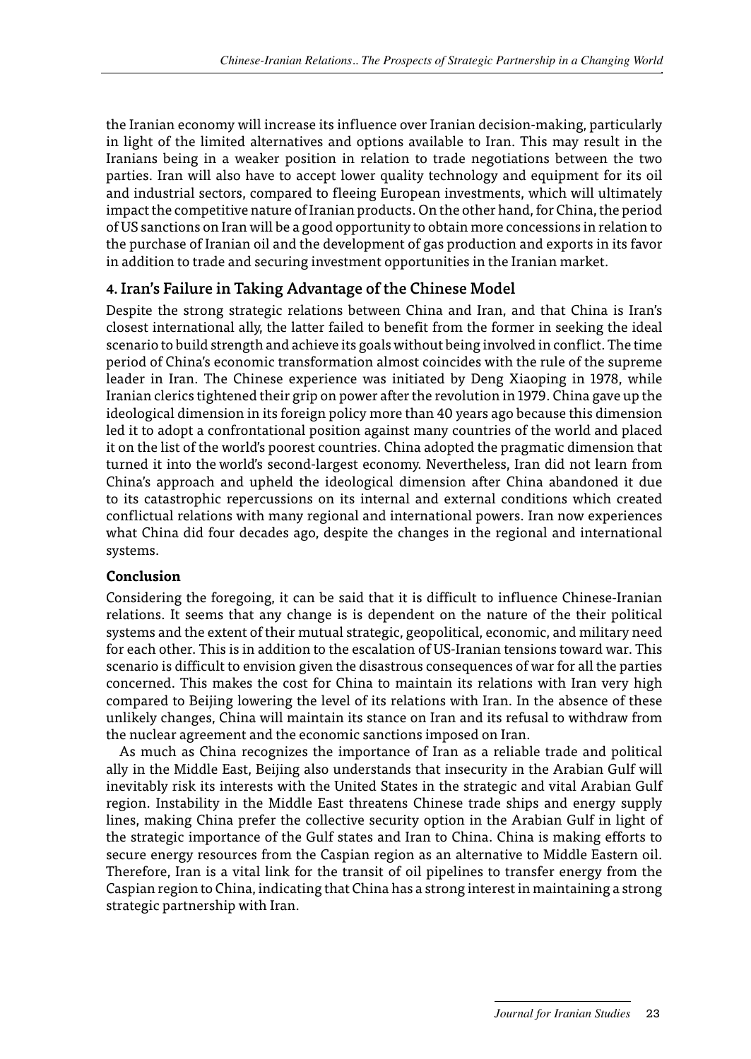the Iranian economy will increase its influence over Iranian decision-making, particularly in light of the limited alternatives and options available to Iran. This may result in the Iranians being in a weaker position in relation to trade negotiations between the two parties. Iran will also have to accept lower quality technology and equipment for its oil and industrial sectors, compared to fleeing European investments, which will ultimately impact the competitive nature of Iranian products. On the other hand, for China, the period of US sanctions on Iran will be a good opportunity to obtain more concessions in relation to the purchase of Iranian oil and the development of gas production and exports in its favor in addition to trade and securing investment opportunities in the Iranian market.

### 4. Iran's Failure in Taking Advantage of the Chinese Model

Despite the strong strategic relations between China and Iran, and that China is Iran's closest international ally, the latter failed to benefit from the former in seeking the ideal scenario to build strength and achieve its goals without being involved in conflict. The time period of China's economic transformation almost coincides with the rule of the supreme leader in Iran. The Chinese experience was initiated by Deng Xiaoping in 1978, while Iranian clerics tightened their grip on power after the revolution in 1979. China gave up the ideological dimension in its foreign policy more than 40 years ago because this dimension led it to adopt a confrontational position against many countries of the world and placed it on the list of the world's poorest countries. China adopted the pragmatic dimension that turned it into the world's second-largest economy. Nevertheless, Iran did not learn from China's approach and upheld the ideological dimension after China abandoned it due to its catastrophic repercussions on its internal and external conditions which created conflictual relations with many regional and international powers. Iran now experiences what China did four decades ago, despite the changes in the regional and international systems.

### Conclusion

Considering the foregoing, it can be said that it is difficult to influence Chinese-Iranian relations. It seems that any change is is dependent on the nature of the their political systems and the extent of their mutual strategic, geopolitical, economic, and military need for each other. This is in addition to the escalation of US-Iranian tensions toward war. This scenario is difficult to envision given the disastrous consequences of war for all the parties concerned. This makes the cost for China to maintain its relations with Iran very high compared to Beijing lowering the level of its relations with Iran. In the absence of these unlikely changes, China will maintain its stance on Iran and its refusal to withdraw from the nuclear agreement and the economic sanctions imposed on Iran.

As much as China recognizes the importance of Iran as a reliable trade and political ally in the Middle East, Beijing also understands that insecurity in the Arabian Gulf will inevitably risk its interests with the United States in the strategic and vital Arabian Gulf region. Instability in the Middle East threatens Chinese trade ships and energy supply lines, making China prefer the collective security option in the Arabian Gulf in light of the strategic importance of the Gulf states and Iran to China. China is making efforts to secure energy resources from the Caspian region as an alternative to Middle Eastern oil. Therefore, Iran is a vital link for the transit of oil pipelines to transfer energy from the Caspian region to China, indicating that China has a strong interest in maintaining a strong strategic partnership with Iran.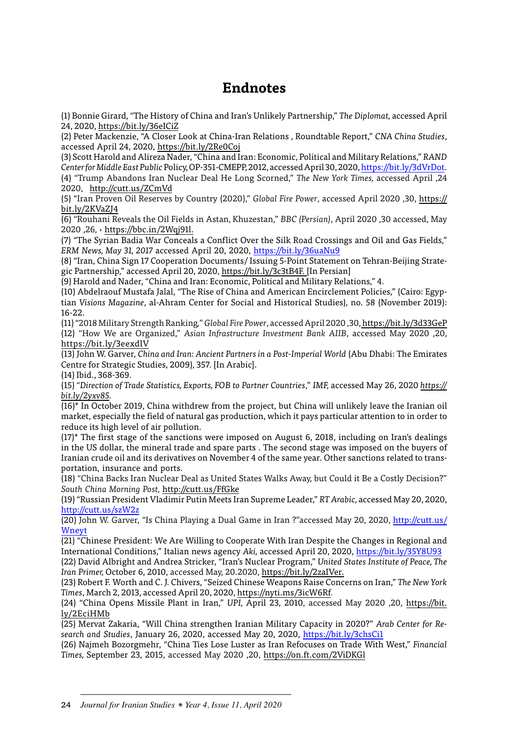# Endnotes

(1) Bonnie Girard, "The History of China and Iran's Unlikely Partnership," *The Diplomat*, accessed April 24, 2020, https://bit.ly/36eICiZ

(2) Peter Mackenzie, "A Closer Look at China-Iran Relations , Roundtable Report," *CNA China Studies*, accessed April 24, 2020, https://bit.ly/2Re0Coj

(3) Scott Harold and Alireza Nader, "China and Iran: Economic, Political and Military Relations," *RAND Center for Middle East Public* Policy, OP-351-CMEPP, 2012, accessed April 30, 2020, https://bit.ly/3dVrDot.

(4) "Trump Abandons Iran Nuclear Deal He Long Scorned," *The New York Times,* accessed April ,24 2020, http://cutt.us/ZCmVd

(5) "Iran Proven Oil Reserves by Country (2020)," *Global Fire Power*, accessed April 2020 ,30, https://bit.ly/2KVaZJ4

(6) "Rouhani Reveals the Oil Fields in Astan, Khuzestan," *BBC (Persian)*, April 2020 ,30 accessed, May 2020 ,26, ، https://bbc.in/2Wqj91l.

(7) "The Syrian Badia War Conceals a Conflict Over the Silk Road Crossings and Oil and Gas Fields," *ERM News, May 31, 2017* accessed April 20, 2020, https://bit.ly/36uaNu9

(8) "Iran, China Sign 17 Cooperation Documents/ Issuing 5-Point Statement on Tehran-Beijing Strategic Partnership," accessed April 20, 2020, https://bit.ly/3c3tB4F. [In Persian]

(9) Harold and Nader, "China and Iran: Economic, Political and Military Relations," 4.

(10) Abdelraouf Mustafa Jalal, "The Rise of China and American Encirclement Policies," (Cairo: Egyptian *Visions Magazine*, al-Ahram Center for Social and Historical Studies), no. 58 (November 2019): 16-22.

(11) "2018 Military Strength Ranking," *Global Fire Power*, accessed April 2020 ,30, https://bit.ly/3d33GeP

(12) "How We are Organized," *Asian Infrastructure Investment Bank AIIB*, accessed May 2020 ,20, https://bit.ly/3eexdlV

(13) John W. Garver, *China and Iran: Ancient Partners in a Post-Imperial World* (Abu Dhabi: The Emirates Centre for Strategic Studies, 2009), 357. [In Arabic].

(14) Ibid., 368-369.

(15) "*Direction of Trade Statistics, Exports, FOB to Partner Countries*," *IMF,* accessed May 26, 2020 *https://bit.ly/2yxv85.*

(16)* In October 2019, China withdrew from the project, but China will unlikely leave the Iranian oil market, especially the field of natural gas production, which it pays particular attention to in order to reduce its high level of air pollution.

(17)* The first stage of the sanctions were imposed on August 6, 2018, including on Iran's dealings in the US dollar, the mineral trade and spare parts . The second stage was imposed on the buyers of Iranian crude oil and its derivatives on November 4 of the same year. Other sanctions related to transportation, insurance and ports.

(18) "China Backs Iran Nuclear Deal as United States Walks Away, but Could it Be a Costly Decision?" *South China Morning Post,* http://cutt.us/FfGke

(19) "Russian President Vladimir Putin Meets Iran Supreme Leader," *RT Arabic*, accessed May 20, 2020, http://cutt.us/szW2z

(20) John W. Garver, "Is China Playing a Dual Game in Iran ?"accessed May 20, 2020, http://cutt.us/Wneyt

(21) "Chinese President: We Are Willing to Cooperate With Iran Despite the Changes in Regional and International Conditions," Italian news agency *Aki,* accessed April 20, 2020, https://bit.ly/35Y8U93

(22) David Albright and Andrea Stricker, "Iran's Nuclear Program," *United States Institute of Peace, The Iran Primer,* October 6, 2010, accessed May, 20.2020, https://bit.ly/2zaIVer.

(23) Robert F. Worth and C. J. Chivers, "Seized Chinese Weapons Raise Concerns on Iran," *The New York Times*, March 2, 2013, accessed April 20, 2020, https://nyti.ms/3icW6Rf.

(24) "China Opens Missile Plant in Iran," *UPI,* April 23, 2010, accessed May 2020 ,20, https://bit.ly/2EciHMb

(25) Mervat Zakaria, "Will China strengthen Iranian Military Capacity in 2020?" *Arab Center for Research and Studies*, January 26, 2020, accessed May 20, 2020, https://bit.ly/3chsCi1

(26) Najmeh Bozorgmehr, "China Ties Lose Luster as Iran Refocuses on Trade With West," *Financial Times,* September 23, 2015, accessed May 2020 ,20, https://on.ft.com/2ViDKGl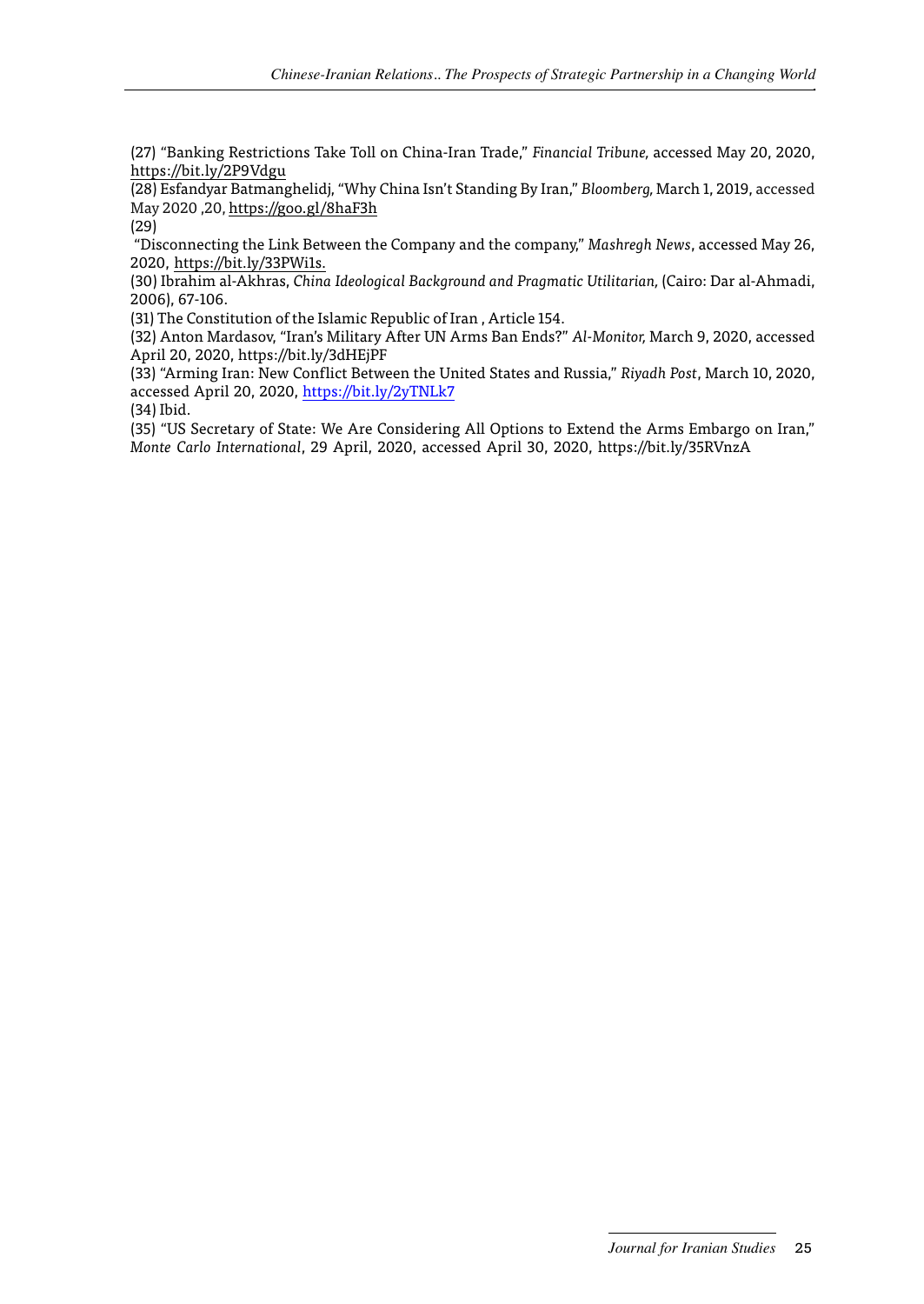(27) "Banking Restrictions Take Toll on China-Iran Trade," *Financial Tribune,* accessed May 20, 2020, https://bit.ly/2P9Vdgu

(28) Esfandyar Batmanghelidj, "Why China Isn't Standing By Iran," *Bloomberg,* March 1, 2019, accessed May 2020 ,20, https://goo.gl/8haF3h

(29)

"Disconnecting the Link Between the Company and the company," *Mashregh News*, accessed May 26, 2020, https://bit.ly/33PWi1s.

(30) Ibrahim al-Akhras, *China Ideological Background and Pragmatic Utilitarian,* (Cairo: Dar al-Ahmadi, 2006), 67-106.

(31) The Constitution of the Islamic Republic of Iran , Article 154.

(32) Anton Mardasov, "Iran's Military After UN Arms Ban Ends?" *Al-Monitor,* March 9, 2020, accessed April 20, 2020, https://bit.ly/3dHEjPF

(33) "Arming Iran: New Conflict Between the United States and Russia," *Riyadh Post*, March 10, 2020, accessed April 20, 2020, https://bit.ly/2yTNLk7

(34) Ibid.

(35) "US Secretary of State: We Are Considering All Options to Extend the Arms Embargo on Iran," *Monte Carlo International*, 29 April, 2020, accessed April 30, 2020, https://bit.ly/35RVnzA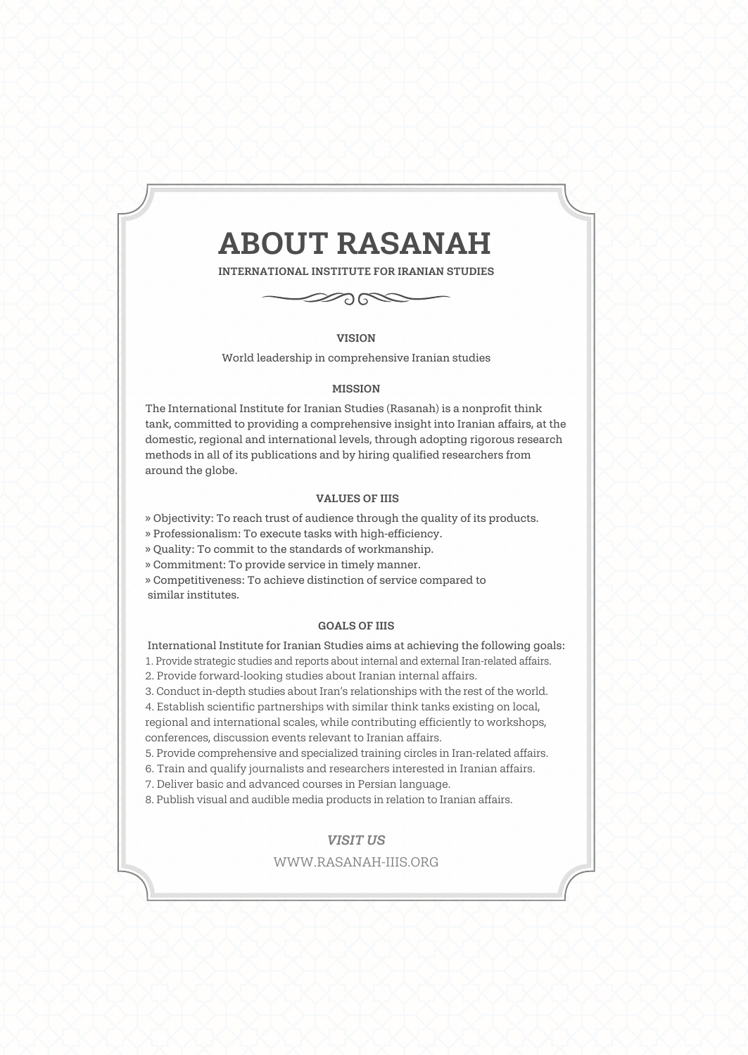# ABOUT RASANAH

**INTERNATIONAL INSTITUTE FOR IRANIAN STUDIES**

### VISION

World leadership in comprehensive Iranian studies

### MISSION

The International Institute for Iranian Studies (Rasanah) is a nonprofit think tank, committed to providing a comprehensive insight into Iranian affairs, at the domestic, regional and international levels, through adopting rigorous research methods in all of its publications and by hiring qualified researchers from around the globe.

### VALUES OF IIIS

» Objectivity: To reach trust of audience through the quality of its products.
» Professionalism: To execute tasks with high-efficiency.
» Quality: To commit to the standards of workmanship.
» Commitment: To provide service in timely manner.
» Competitiveness: To achieve distinction of service compared to similar institutes.

### GOALS OF IIIS

International Institute for Iranian Studies aims at achieving the following goals:

1. Provide strategic studies and reports about internal and external Iran-related affairs.
2. Provide forward-looking studies about Iranian internal affairs.
3. Conduct in-depth studies about Iran's relationships with the rest of the world.
4. Establish scientific partnerships with similar think tanks existing on local, regional and international scales, while contributing efficiently to workshops, conferences, discussion events relevant to Iranian affairs.
5. Provide comprehensive and specialized training circles in Iran-related affairs.
6. Train and qualify journalists and researchers interested in Iranian affairs.
7. Deliver basic and advanced courses in Persian language.
8. Publish visual and audible media products in relation to Iranian affairs.

*VISIT US*

WWW.RASANAH-IIIS.ORG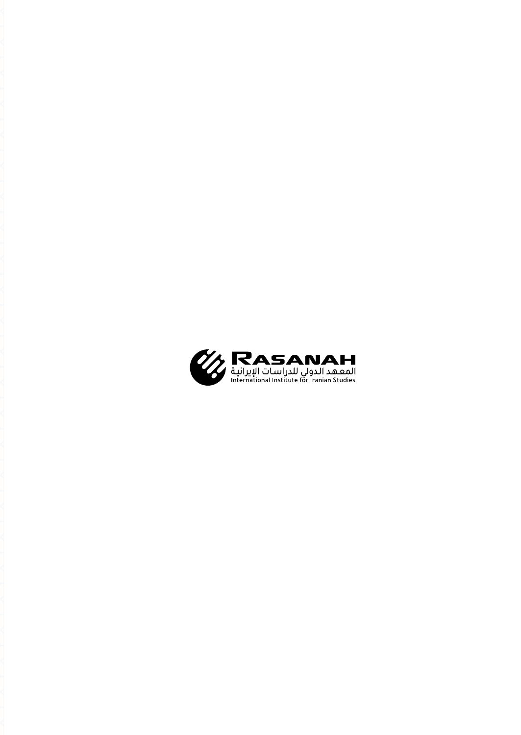RASANAH

المعهد الدولي للدراسات الإيرانية

International Institute for Iranian Studies